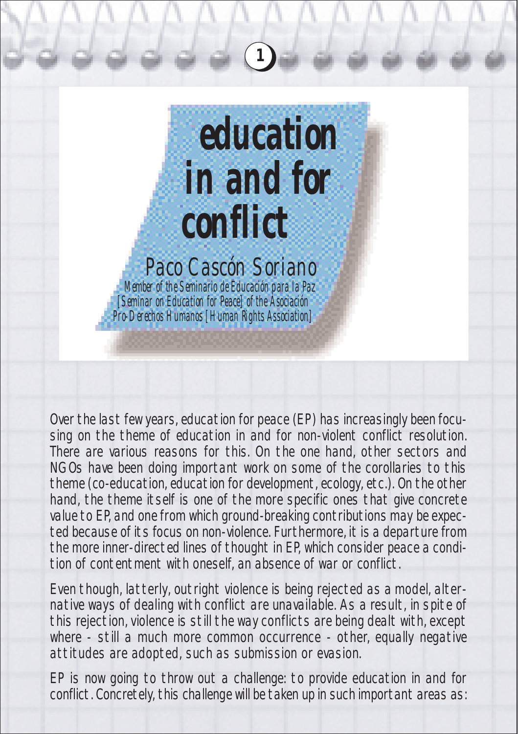# education in and for conflict

**Paco Cascón Soriano**

*Member of the Seminario de Educación para la Paz [Seminar on Education for Peace] of the Asociación Pro-Derechos Humanos [Human Rights Association]*

Over the last few years, education for peace (EP) has increasingly been focusing on the theme of education in and for non-violent conflict resolution. There are various reasons for this. On the one hand, other sectors and NGOs have been doing important work on some of the corollaries to this theme (co-education, education for development, ecology, etc.). On the other hand, the theme itself is one of the more specific ones that give concrete value to EP, and one from which ground-breaking contributions may be expected because of its focus on non-violence. Furthermore, it is a departure from the more inner-directed lines of thought in EP, which consider peace a condition of contentment with oneself, an absence of war or conflict.

Even though, latterly, outright violence is being rejected as a model, alternative ways of dealing with conflict are unavailable. As a result, in spite of this rejection, violence is still the way conflicts are being dealt with, except where - still a much more common occurrence - other, equally negative attitudes are adopted, such as submission or evasion.

EP is now going to throw out a challenge: to provide education in and for conflict. Concretely, this challenge will be taken up in such important areas as: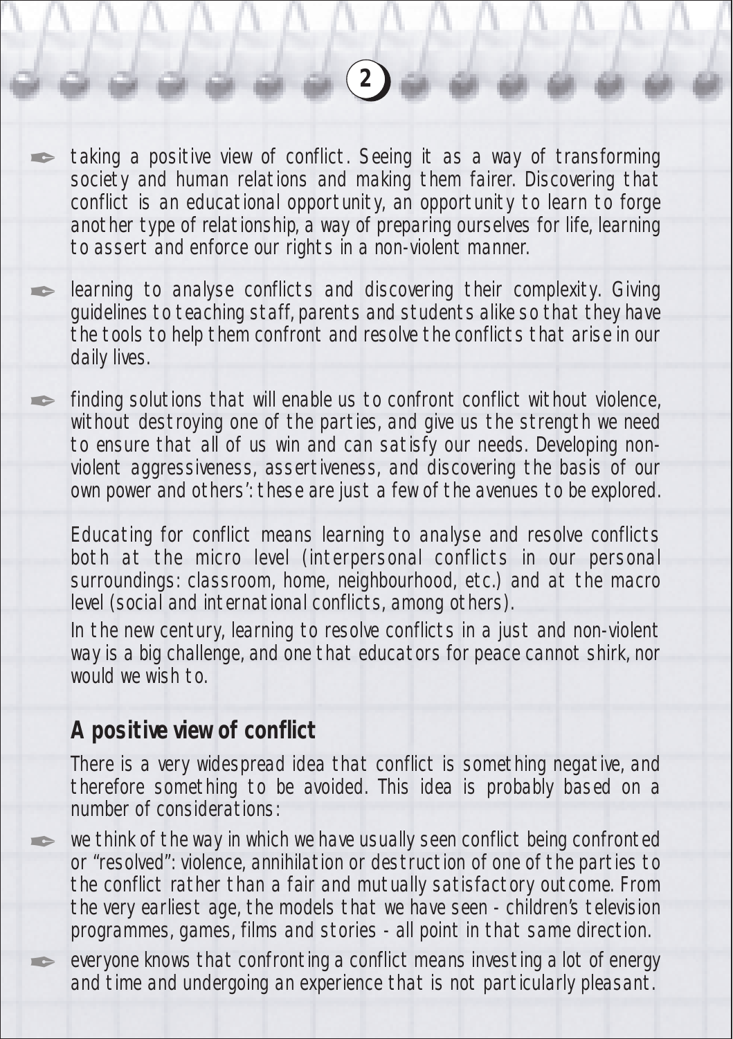- taking a positive view of conflict. Seeing it as a way of transforming society and human relations and making them fairer. Discovering that conflict is an educational opportunity, an opportunity to learn to forge another type of relationship, a way of preparing ourselves for life, learning to assert and enforce our rights in a non-violent manner.
- learning to analyse conflicts and discovering their complexity. Giving guidelines to teaching staff, parents and students alike so that they have the tools to help them confront and resolve the conflicts that arise in our daily lives.
- finding solutions that will enable us to confront conflict without violence, without destroying one of the parties, and give us the strength we need to ensure that all of us win and can satisfy our needs. Developing non-violent aggressiveness, assertiveness, and discovering the basis of our own power and others': these are just a few of the avenues to be explored.

Educating for conflict means learning to analyse and resolve conflicts both at the micro level (interpersonal conflicts in our personal surroundings: classroom, home, neighbourhood, etc.) and at the macro level (social and international conflicts, among others).

In the new century, learning to resolve conflicts in a just and non-violent way is a big challenge, and one that educators for peace cannot shirk, nor would we wish to.

## A positive view of conflict

There is a very widespread idea that conflict is something negative, and therefore something to be avoided. This idea is probably based on a number of considerations:

- we think of the way in which we have usually seen conflict being confronted or "resolved": violence, annihilation or destruction of one of the parties to the conflict rather than a fair and mutually satisfactory outcome. From the very earliest age, the models that we have seen - children's television programmes, games, films and stories - all point in that same direction.
- everyone knows that confronting a conflict means investing a lot of energy and time and undergoing an experience that is not particularly pleasant.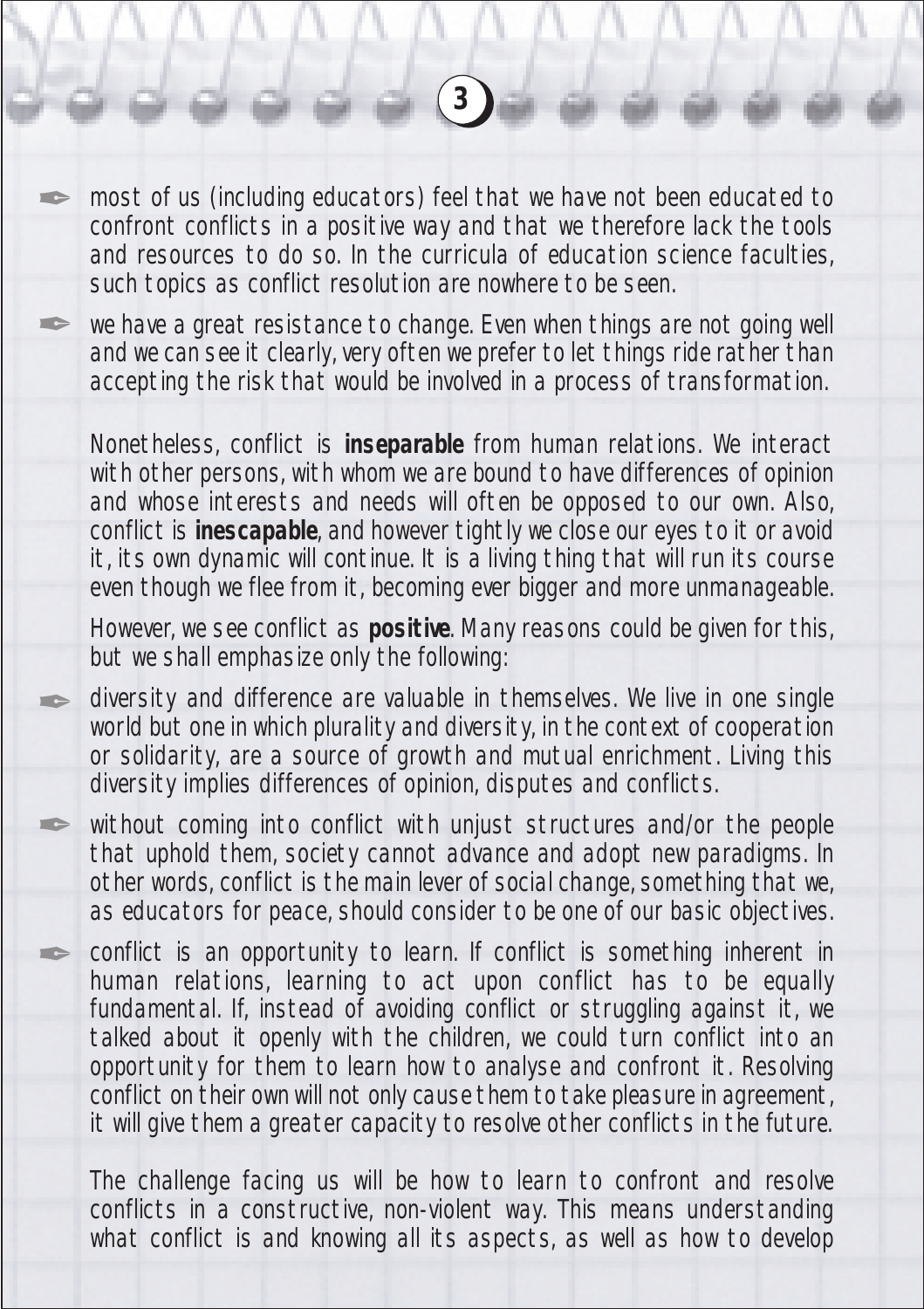- most of us (including educators) feel that we have not been educated to confront conflicts in a positive way and that we therefore lack the tools and resources to do so. In the curricula of education science faculties, such topics as conflict resolution are nowhere to be seen.
- we have a great resistance to change. Even when things are not going well and we can see it clearly, very often we prefer to let things ride rather than accepting the risk that would be involved in a process of transformation.

Nonetheless, conflict is **inseparable** from human relations. We interact with other persons, with whom we are bound to have differences of opinion and whose interests and needs will often be opposed to our own. Also, conflict is **inescapable**, and however tightly we close our eyes to it or avoid it, its own dynamic will continue. It is a living thing that will run its course even though we flee from it, becoming ever bigger and more unmanageable.

However, we see conflict as **positive**. Many reasons could be given for this, but we shall emphasize only the following:

- diversity and difference are valuable in themselves. We live in one single world but one in which plurality and diversity, in the context of cooperation or solidarity, are a source of growth and mutual enrichment. Living this diversity implies differences of opinion, disputes and conflicts.
- without coming into conflict with unjust structures and/or the people that uphold them, society cannot advance and adopt new paradigms. In other words, conflict is the main lever of social change, something that we, as educators for peace, should consider to be one of our basic objectives.
- conflict is an opportunity to learn. If conflict is something inherent in human relations, learning to act upon conflict has to be equally fundamental. If, instead of avoiding conflict or struggling against it, we talked about it openly with the children, we could turn conflict into an opportunity for them to learn how to analyse and confront it. Resolving conflict on their own will not only cause them to take pleasure in agreement, it will give them a greater capacity to resolve other conflicts in the future.

The challenge facing us will be how to learn to confront and resolve conflicts in a constructive, non-violent way. This means understanding what conflict is and knowing all its aspects, as well as how to develop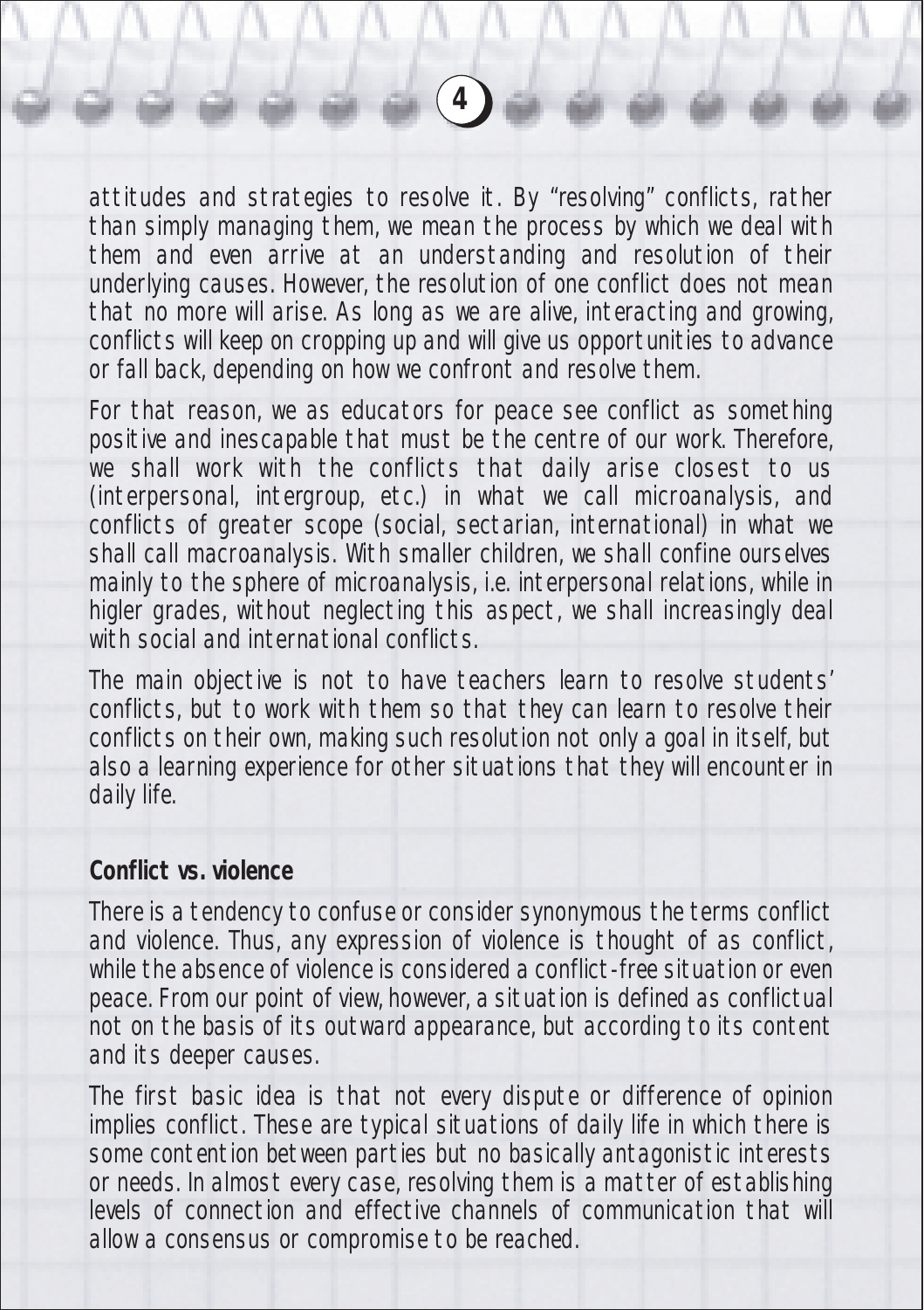attitudes and strategies to resolve it. By "resolving" conflicts, rather than simply managing them, we mean the process by which we deal with them and even arrive at an understanding and resolution of their underlying causes. However, the resolution of one conflict does not mean that no more will arise. As long as we are alive, interacting and growing, conflicts will keep on cropping up and will give us opportunities to advance or fall back, depending on how we confront and resolve them.

For that reason, we as educators for peace see conflict as something positive and inescapable that must be the centre of our work. Therefore, we shall work with the conflicts that daily arise closest to us (interpersonal, intergroup, etc.) in what we call microanalysis, and conflicts of greater scope (social, sectarian, international) in what we shall call macroanalysis. With smaller children, we shall confine ourselves mainly to the sphere of microanalysis, i.e. interpersonal relations, while in higler grades, without neglecting this aspect, we shall increasingly deal with social and international conflicts.

The main objective is not to have teachers learn to resolve students' conflicts, but to work with them so that they can learn to resolve their conflicts on their own, making such resolution not only a goal in itself, but also a learning experience for other situations that they will encounter in daily life.

**Conflict vs. violence**

There is a tendency to confuse or consider synonymous the terms conflict and violence. Thus, any expression of violence is thought of as conflict, while the absence of violence is considered a conflict-free situation or even peace. From our point of view, however, a situation is defined as conflictual not on the basis of its outward appearance, but according to its content and its deeper causes.

The first basic idea is that not every dispute or difference of opinion implies conflict. These are typical situations of daily life in which there is some contention between parties but no basically antagonistic interests or needs. In almost every case, resolving them is a matter of establishing levels of connection and effective channels of communication that will allow a consensus or compromise to be reached.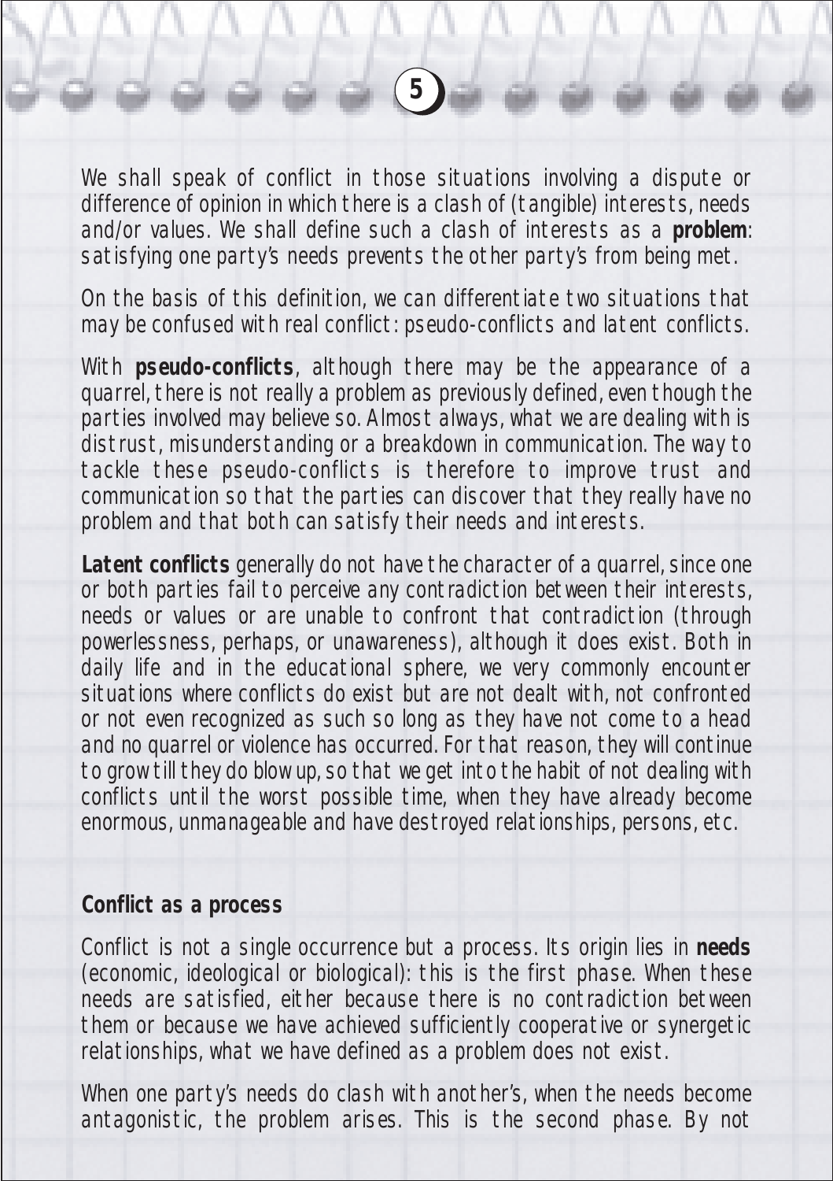We shall speak of conflict in those situations involving a dispute or difference of opinion in which there is a clash of (tangible) interests, needs and/or values. We shall define such a clash of interests as a **problem**: satisfying one party's needs prevents the other party's from being met.

On the basis of this definition, we can differentiate two situations that may be confused with real conflict: pseudo-conflicts and latent conflicts.

With **pseudo-conflicts**, although there may be the appearance of a quarrel, there is not really a problem as previously defined, even though the parties involved may believe so. Almost always, what we are dealing with is distrust, misunderstanding or a breakdown in communication. The way to tackle these pseudo-conflicts is therefore to improve trust and communication so that the parties can discover that they really have no problem and that both can satisfy their needs and interests.

**Latent conflicts** generally do not have the character of a quarrel, since one or both parties fail to perceive any contradiction between their interests, needs or values or are unable to confront that contradiction (through powerlessness, perhaps, or unawareness), although it does exist. Both in daily life and in the educational sphere, we very commonly encounter situations where conflicts do exist but are not dealt with, not confronted or not even recognized as such so long as they have not come to a head and no quarrel or violence has occurred. For that reason, they will continue to grow till they do blow up, so that we get into the habit of not dealing with conflicts until the worst possible time, when they have already become enormous, unmanageable and have destroyed relationships, persons, etc.

## Conflict as a process

Conflict is not a single occurrence but a process. Its origin lies in **needs** (economic, ideological or biological): this is the first phase. When these needs are satisfied, either because there is no contradiction between them or because we have achieved sufficiently cooperative or synergetic relationships, what we have defined as a problem does not exist.

When one party's needs do clash with another's, when the needs become antagonistic, the problem arises. This is the second phase. By not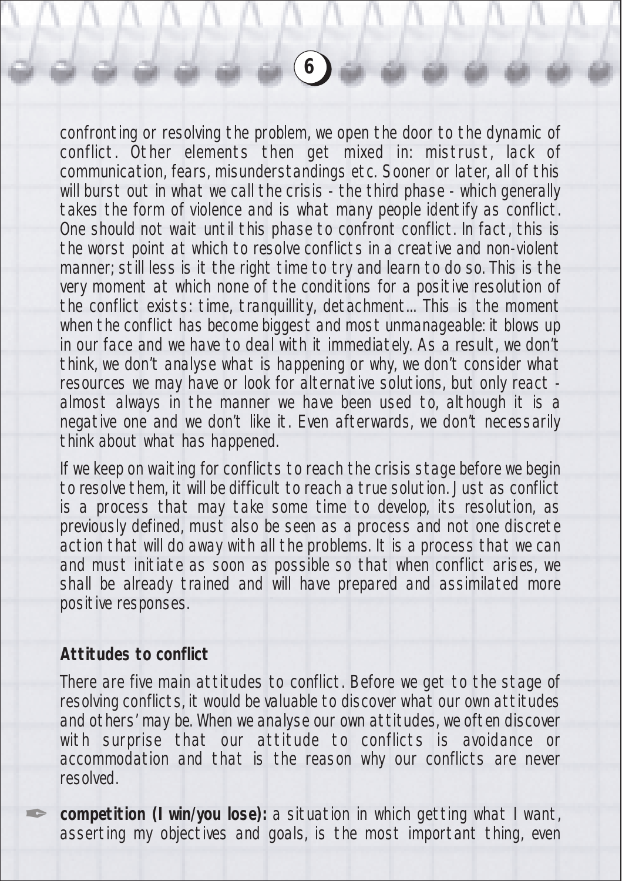confronting or resolving the problem, we open the door to the dynamic of conflict. Other elements then get mixed in: mistrust, lack of communication, fears, misunderstandings etc. Sooner or later, all of this will burst out in what we call the crisis - the third phase - which generally takes the form of violence and is what many people identify as conflict. One should not wait until this phase to confront conflict. In fact, this is the worst point at which to resolve conflicts in a creative and non-violent manner; still less is it the right time to try and learn to do so. This is the very moment at which none of the conditions for a positive resolution of the conflict exists: time, tranquillity, detachment... This is the moment when the conflict has become biggest and most unmanageable: it blows up in our face and we have to deal with it immediately. As a result, we don't think, we don't analyse what is happening or why, we don't consider what resources we may have or look for alternative solutions, but only react - almost always in the manner we have been used to, although it is a negative one and we don't like it. Even afterwards, we don't necessarily think about what has happened.

If we keep on waiting for conflicts to reach the crisis stage before we begin to resolve them, it will be difficult to reach a true solution. Just as conflict is a process that may take some time to develop, its resolution, as previously defined, must also be seen as a process and not one discrete action that will do away with all the problems. It is a process that we can and must initiate as soon as possible so that when conflict arises, we shall be already trained and will have prepared and assimilated more positive responses.

### Attitudes to conflict

There are five main attitudes to conflict. Before we get to the stage of resolving conflicts, it would be valuable to discover what our own attitudes and others' may be. When we analyse our own attitudes, we often discover with surprise that our attitude to conflicts is avoidance or accommodation and that is the reason why our conflicts are never resolved.

- **competition (I win/you lose):** a situation in which getting what I want, asserting my objectives and goals, is the most important thing, even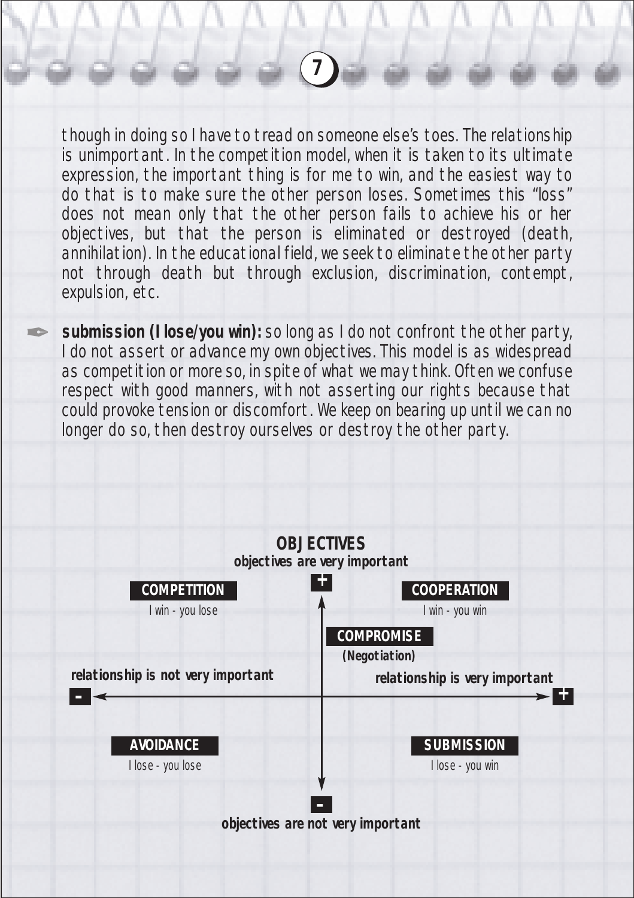though in doing so I have to tread on someone else's toes. The relationship is unimportant. In the competition model, when it is taken to its ultimate expression, the important thing is for me to win, and the easiest way to do that is to make sure the other person loses. Sometimes this "loss" does not mean only that the other person fails to achieve his or her objectives, but that the person is eliminated or destroyed (death, annihilation). In the educational field, we seek to eliminate the other party not through death but through exclusion, discrimination, contempt, expulsion, etc.

- **submission (I lose/you win):** so long as I do not confront the other party, I do not assert or advance my own objectives. This model is as widespread as competition or more so, in spite of what we may think. Often we confuse respect with good manners, with not asserting our rights because that could provoke tension or discomfort. We keep on bearing up until we can no longer do so, then destroy ourselves or destroy the other party.

**OBJECTIVES**

**objectives are very important** (+)

| | |
|---|---|
| **COMPETITION** I win - you lose | **COOPERATION** I win - you win |
| | **COMPROMISE** (Negotiation) |
| **AVOIDANCE** I lose - you lose | **SUBMISSION** I lose - you win |

Horizontal axis: (-) **relationship is not very important** ← → **relationship is very important** (+)

**objectives are not very important** (-)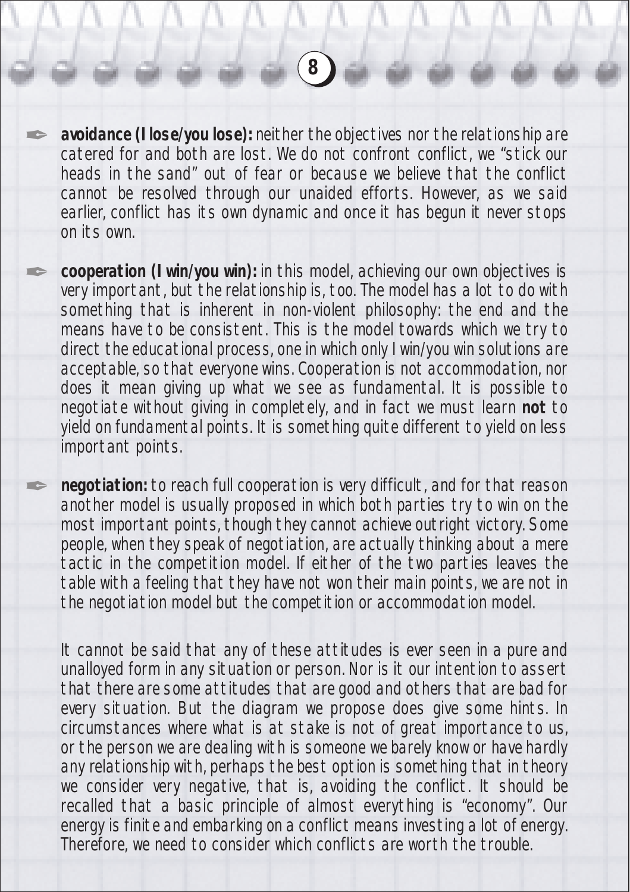- **avoidance (I lose/you lose):** neither the objectives nor the relationship are catered for and both are lost. We do not confront conflict, we "stick our heads in the sand" out of fear or because we believe that the conflict cannot be resolved through our unaided efforts. However, as we said earlier, conflict has its own dynamic and once it has begun it never stops on its own.

- **cooperation (I win/you win):** in this model, achieving our own objectives is very important, but the relationship is, too. The model has a lot to do with something that is inherent in non-violent philosophy: the end and the means have to be consistent. This is the model towards which we try to direct the educational process, one in which only I win/you win solutions are acceptable, so that everyone wins. Cooperation is not accommodation, nor does it mean giving up what we see as fundamental. It is possible to negotiate without giving in completely, and in fact we must learn **not** to yield on fundamental points. It is something quite different to yield on less important points.

- **negotiation:** to reach full cooperation is very difficult, and for that reason another model is usually proposed in which both parties try to win on the most important points, though they cannot achieve outright victory. Some people, when they speak of negotiation, are actually thinking about a mere tactic in the competition model. If either of the two parties leaves the table with a feeling that they have not won their main points, we are not in the negotiation model but the competition or accommodation model.

It cannot be said that any of these attitudes is ever seen in a pure and unalloyed form in any situation or person. Nor is it our intention to assert that there are some attitudes that are good and others that are bad for every situation. But the diagram we propose does give some hints. In circumstances where what is at stake is not of great importance to us, or the person we are dealing with is someone we barely know or have hardly any relationship with, perhaps the best option is something that in theory we consider very negative, that is, avoiding the conflict. It should be recalled that a basic principle of almost everything is "economy". Our energy is finite and embarking on a conflict means investing a lot of energy. Therefore, we need to consider which conflicts are worth the trouble.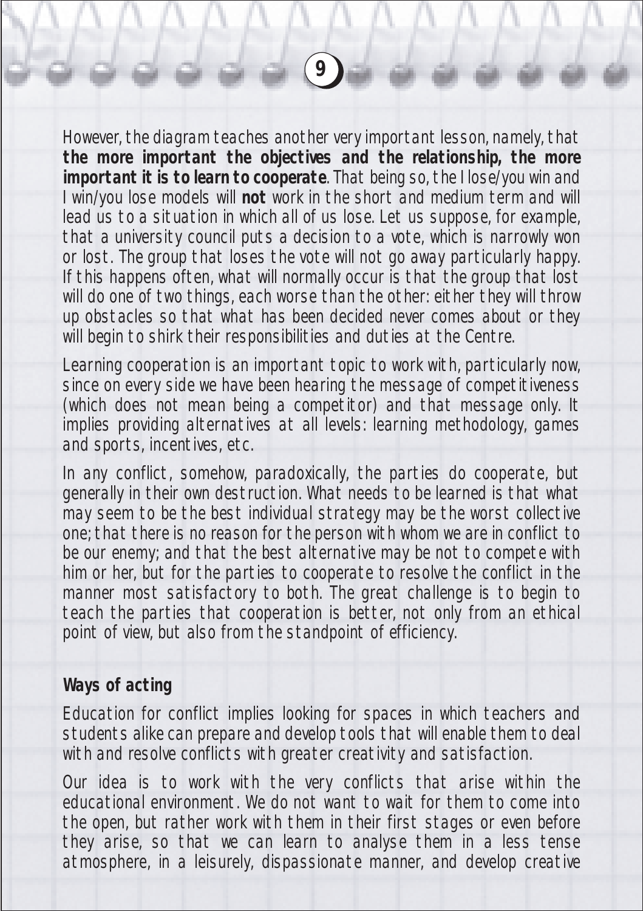However, the diagram teaches another very important lesson, namely, that **the more important the objectives and the relationship, the more important it is to learn to cooperate**. That being so, the I lose/you win and I win/you lose models will **not** work in the short and medium term and will lead us to a situation in which all of us lose. Let us suppose, for example, that a university council puts a decision to a vote, which is narrowly won or lost. The group that loses the vote will not go away particularly happy. If this happens often, what will normally occur is that the group that lost will do one of two things, each worse than the other: either they will throw up obstacles so that what has been decided never comes about or they will begin to shirk their responsibilities and duties at the Centre.

Learning cooperation is an important topic to work with, particularly now, since on every side we have been hearing the message of competitiveness (which does not mean being a competitor) and that message only. It implies providing alternatives at all levels: learning methodology, games and sports, incentives, etc.

In any conflict, somehow, paradoxically, the parties do cooperate, but generally in their own destruction. What needs to be learned is that what may seem to be the best individual strategy may be the worst collective one; that there is no reason for the person with whom we are in conflict to be our enemy; and that the best alternative may be not to compete with him or her, but for the parties to cooperate to resolve the conflict in the manner most satisfactory to both. The great challenge is to begin to teach the parties that cooperation is better, not only from an ethical point of view, but also from the standpoint of efficiency.

## Ways of acting

Education for conflict implies looking for spaces in which teachers and students alike can prepare and develop tools that will enable them to deal with and resolve conflicts with greater creativity and satisfaction.

Our idea is to work with the very conflicts that arise within the educational environment. We do not want to wait for them to come into the open, but rather work with them in their first stages or even before they arise, so that we can learn to analyse them in a less tense atmosphere, in a leisurely, dispassionate manner, and develop creative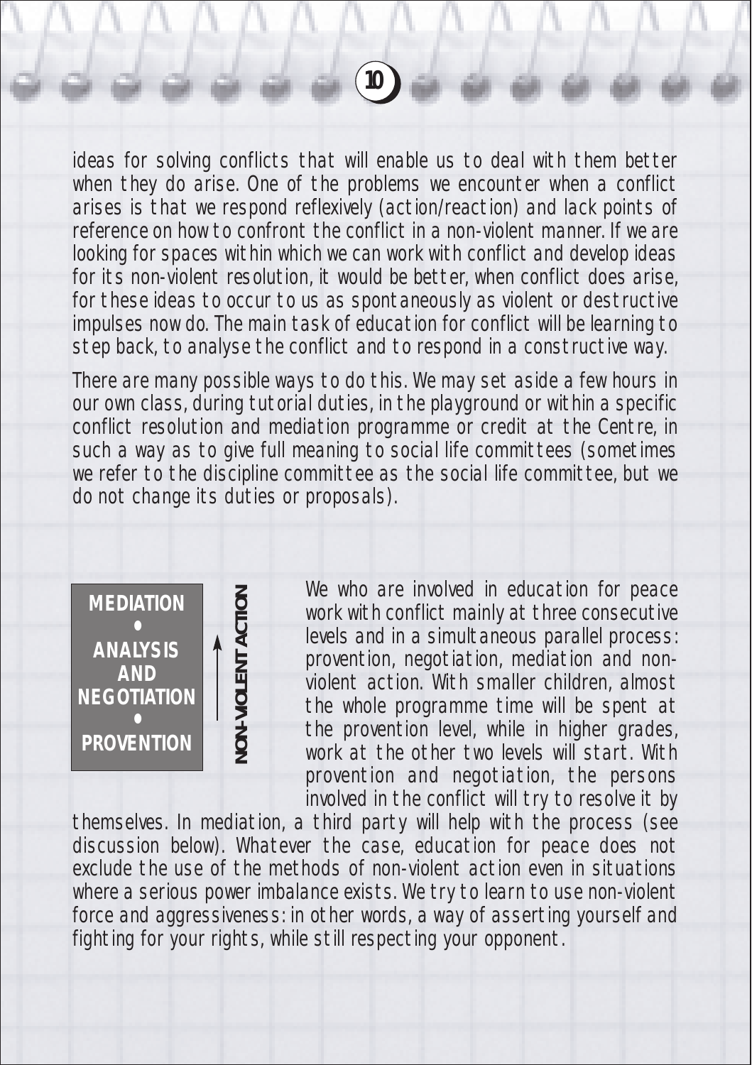ideas for solving conflicts that will enable us to deal with them better when they do arise. One of the problems we encounter when a conflict arises is that we respond reflexively (action/reaction) and lack points of reference on how to confront the conflict in a non-violent manner. If we are looking for spaces within which we can work with conflict and develop ideas for its non-violent resolution, it would be better, when conflict does arise, for these ideas to occur to us as spontaneously as violent or destructive impulses now do. The main task of education for conflict will be learning to step back, to analyse the conflict and to respond in a constructive way.

There are many possible ways to do this. We may set aside a few hours in our own class, during tutorial duties, in the playground or within a specific conflict resolution and mediation programme or credit at the Centre, in such a way as to give full meaning to social life committees (sometimes we refer to the discipline committee as the social life committee, but we do not change its duties or proposals).

**MEDIATION**
•
**ANALYSIS AND NEGOTIATION**
•
**PROVENTION**

↑ **NON-VIOLENT ACTION**

We who are involved in education for peace work with conflict mainly at three consecutive levels and in a simultaneous parallel process: provention, negotiation, mediation and non-violent action. With smaller children, almost the whole programme time will be spent at the provention level, while in higher grades, work at the other two levels will start. With provention and negotiation, the persons involved in the conflict will try to resolve it by themselves. In mediation, a third party will help with the process (see discussion below). Whatever the case, education for peace does not exclude the use of the methods of non-violent action even in situations where a serious power imbalance exists. We try to learn to use non-violent force and aggressiveness: in other words, a way of asserting yourself and fighting for your rights, while still respecting your opponent.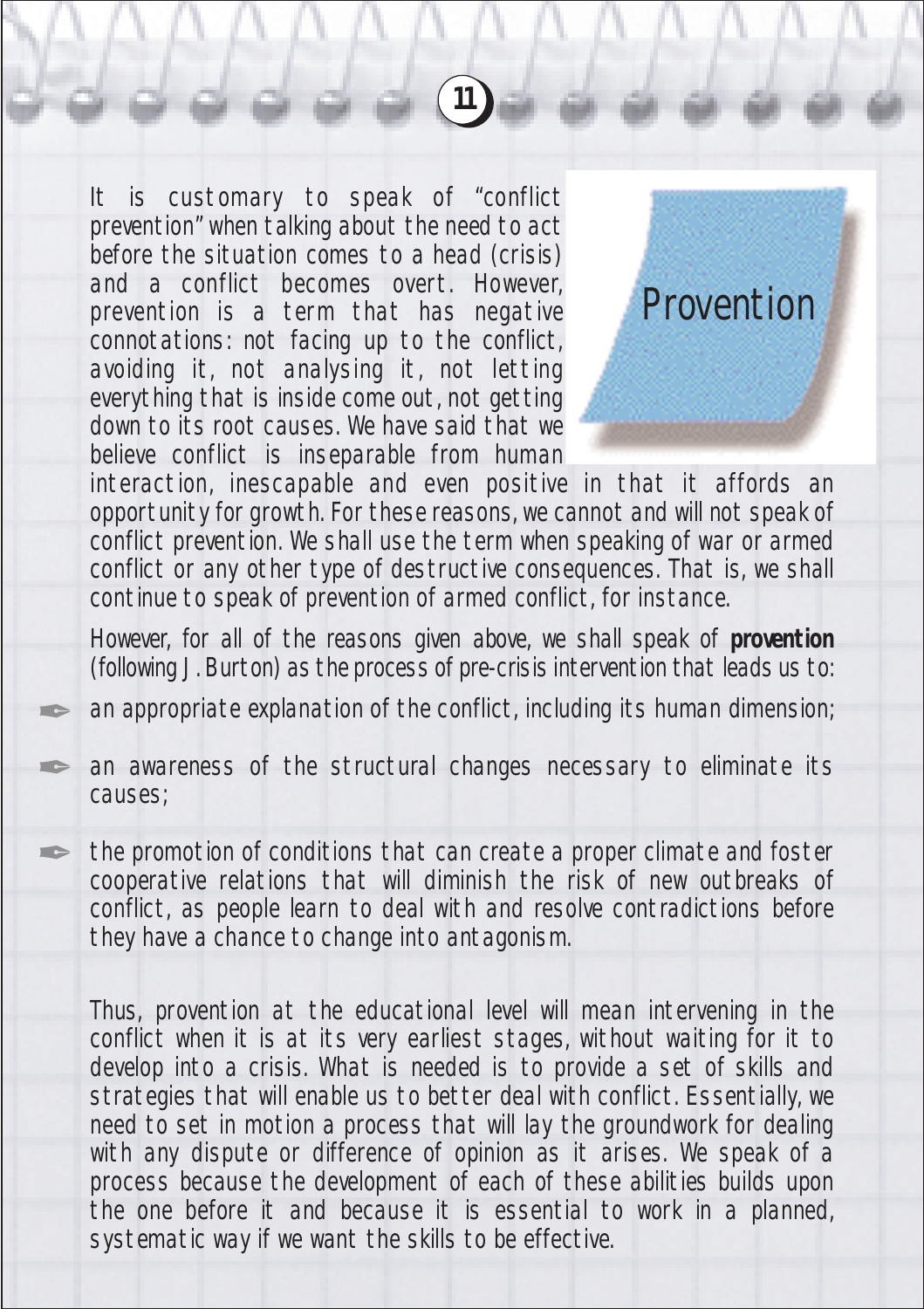Provention

It is customary to speak of "conflict prevention" when talking about the need to act before the situation comes to a head (crisis) and a conflict becomes overt. However, prevention is a term that has negative connotations: not facing up to the conflict, avoiding it, not analysing it, not letting everything that is inside come out, not getting down to its root causes. We have said that we believe conflict is inseparable from human interaction, inescapable and even positive in that it affords an opportunity for growth. For these reasons, we cannot and will not speak of conflict prevention. We shall use the term when speaking of war or armed conflict or any other type of destructive consequences. That is, we shall continue to speak of prevention of armed conflict, for instance.

However, for all of the reasons given above, we shall speak of **provention** (following J. Burton) as the process of pre-crisis intervention that leads us to:

- an appropriate explanation of the conflict, including its human dimension;
- an awareness of the structural changes necessary to eliminate its causes;
- the promotion of conditions that can create a proper climate and foster cooperative relations that will diminish the risk of new outbreaks of conflict, as people learn to deal with and resolve contradictions before they have a chance to change into antagonism.

Thus, provention at the educational level will mean intervening in the conflict when it is at its very earliest stages, without waiting for it to develop into a crisis. What is needed is to provide a set of skills and strategies that will enable us to better deal with conflict. Essentially, we need to set in motion a process that will lay the groundwork for dealing with any dispute or difference of opinion as it arises. We speak of a process because the development of each of these abilities builds upon the one before it and because it is essential to work in a planned, systematic way if we want the skills to be effective.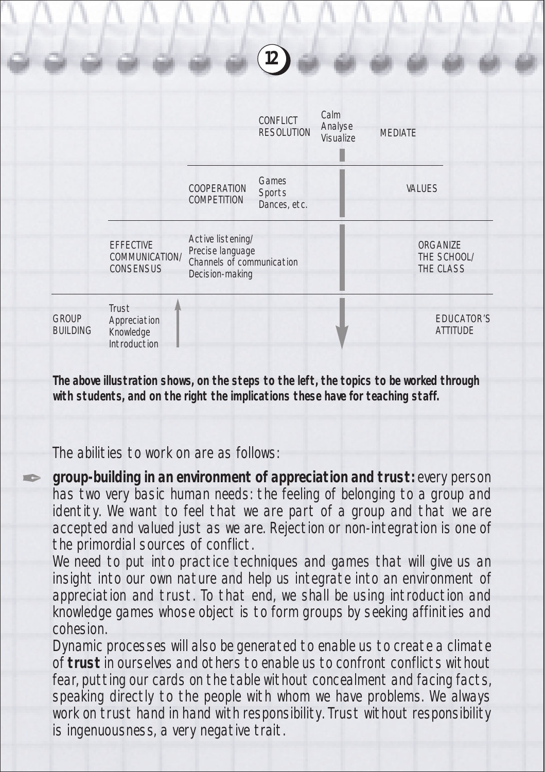| Steps (topics to work through with students) | | Implications for teaching staff |
|---|---|---|
| CONFLICT RESOLUTION | Calm, Analyse, Visualize | MEDIATE |
| COOPERATION COMPETITION | Games, Sports, Dances, etc. | VALUES |
| EFFECTIVE COMMUNICATION/ CONSENSUS | Active listening/ Precise language, Channels of communication, Decision-making | ORGANIZE THE SCHOOL/ THE CLASS |
| GROUP BUILDING | Trust, Appreciation, Knowledge, Introduction | EDUCATOR'S ATTITUDE |

**The above illustration shows, on the steps to the left, the topics to be worked through with students, and on the right the implications these have for teaching staff.**

The abilities to work on are as follows:

- **group-building in an environment of appreciation and trust:** every person has two very basic human needs: the feeling of belonging to a group and identity. We want to feel that we are part of a group and that we are accepted and valued just as we are. Rejection or non-integration is one of the primordial sources of conflict.

  We need to put into practice techniques and games that will give us an insight into our own nature and help us integrate into an environment of appreciation and trust. To that end, we shall be using introduction and knowledge games whose object is to form groups by seeking affinities and cohesion.

  Dynamic processes will also be generated to enable us to create a climate of **trust** in ourselves and others to enable us to confront conflicts without fear, putting our cards on the table without concealment and facing facts, speaking directly to the people with whom we have problems. We always work on trust hand in hand with responsibility. Trust without responsibility is ingenuousness, a very negative trait.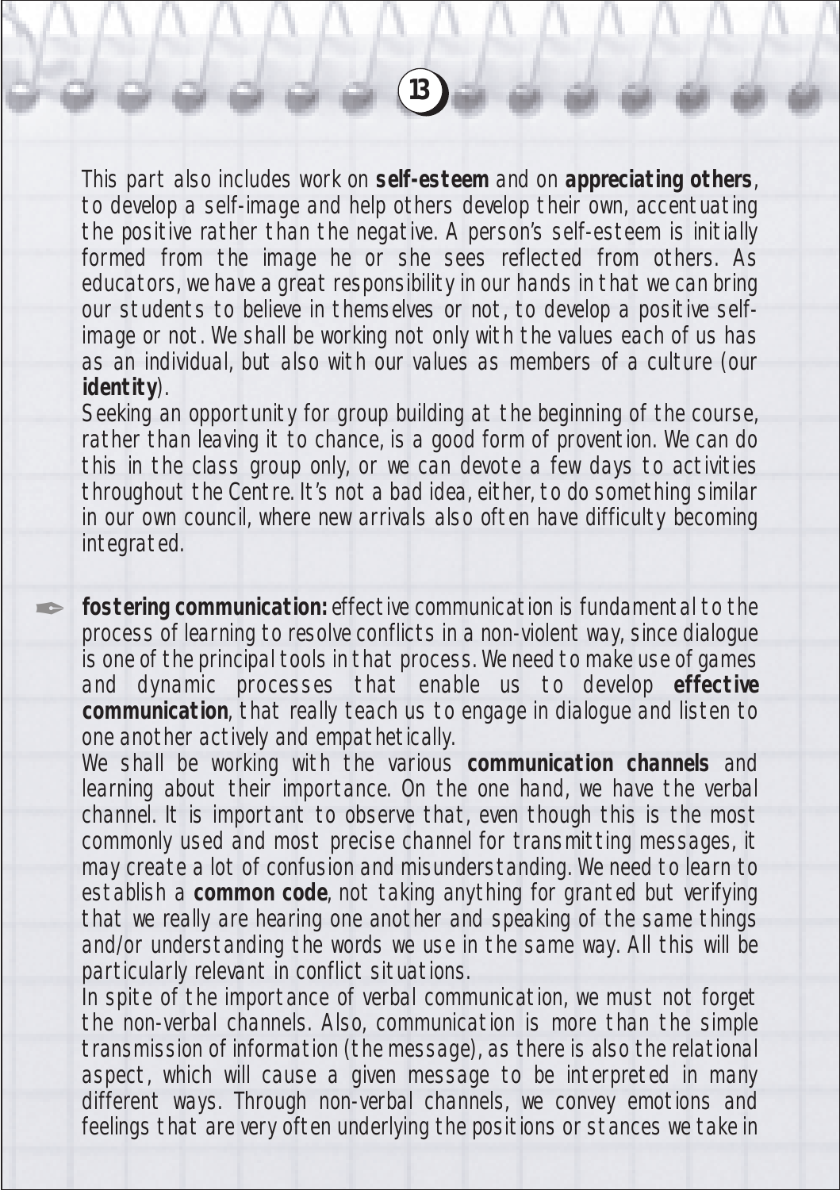This part also includes work on **self-esteem** and on **appreciating others**, to develop a self-image and help others develop their own, accentuating the positive rather than the negative. A person's self-esteem is initially formed from the image he or she sees reflected from others. As educators, we have a great responsibility in our hands in that we can bring our students to believe in themselves or not, to develop a positive self-image or not. We shall be working not only with the values each of us has as an individual, but also with our values as members of a culture (our **identity**).

Seeking an opportunity for group building at the beginning of the course, rather than leaving it to chance, is a good form of provention. We can do this in the class group only, or we can devote a few days to activities throughout the Centre. It's not a bad idea, either, to do something similar in our own council, where new arrivals also often have difficulty becoming integrated.

- **fostering communication:** effective communication is fundamental to the process of learning to resolve conflicts in a non-violent way, since dialogue is one of the principal tools in that process. We need to make use of games and dynamic processes that enable us to develop **effective communication**, that really teach us to engage in dialogue and listen to one another actively and empathetically.

  We shall be working with the various **communication channels** and learning about their importance. On the one hand, we have the verbal channel. It is important to observe that, even though this is the most commonly used and most precise channel for transmitting messages, it may create a lot of confusion and misunderstanding. We need to learn to establish a **common code**, not taking anything for granted but verifying that we really are hearing one another and speaking of the same things and/or understanding the words we use in the same way. All this will be particularly relevant in conflict situations.

  In spite of the importance of verbal communication, we must not forget the non-verbal channels. Also, communication is more than the simple transmission of information (the message), as there is also the relational aspect, which will cause a given message to be interpreted in many different ways. Through non-verbal channels, we convey emotions and feelings that are very often underlying the positions or stances we take in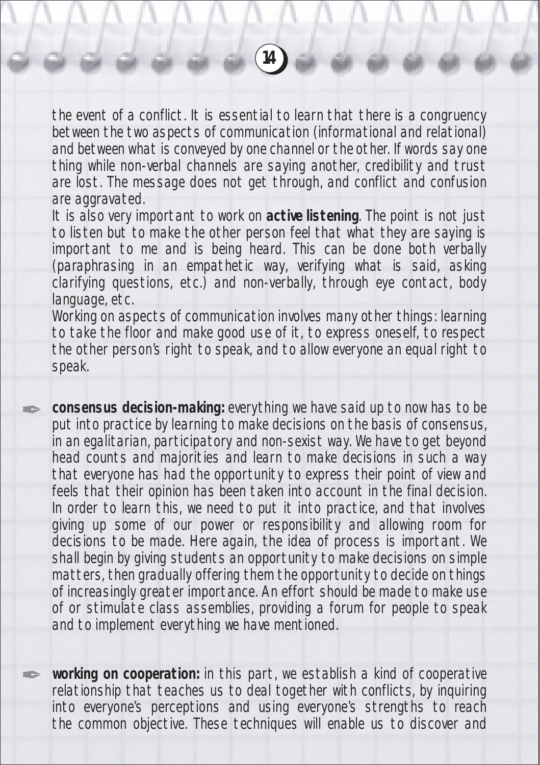the event of a conflict. It is essential to learn that there is a congruency between the two aspects of communication (informational and relational) and between what is conveyed by one channel or the other. If words say one thing while non-verbal channels are saying another, credibility and trust are lost. The message does not get through, and conflict and confusion are aggravated.

It is also very important to work on **active listening**. The point is not just to listen but to make the other person feel that what they are saying is important to me and is being heard. This can be done both verbally (paraphrasing in an empathetic way, verifying what is said, asking clarifying questions, etc.) and non-verbally, through eye contact, body language, etc.

Working on aspects of communication involves many other things: learning to take the floor and make good use of it, to express oneself, to respect the other person's right to speak, and to allow everyone an equal right to speak.

- **consensus decision-making:** everything we have said up to now has to be put into practice by learning to make decisions on the basis of consensus, in an egalitarian, participatory and non-sexist way. We have to get beyond head counts and majorities and learn to make decisions in such a way that everyone has had the opportunity to express their point of view and feels that their opinion has been taken into account in the final decision. In order to learn this, we need to put it into practice, and that involves giving up some of our power or responsibility and allowing room for decisions to be made. Here again, the idea of process is important. We shall begin by giving students an opportunity to make decisions on simple matters, then gradually offering them the opportunity to decide on things of increasingly greater importance. An effort should be made to make use of or stimulate class assemblies, providing a forum for people to speak and to implement everything we have mentioned.

- **working on cooperation:** in this part, we establish a kind of cooperative relationship that teaches us to deal together with conflicts, by inquiring into everyone's perceptions and using everyone's strengths to reach the common objective. These techniques will enable us to discover and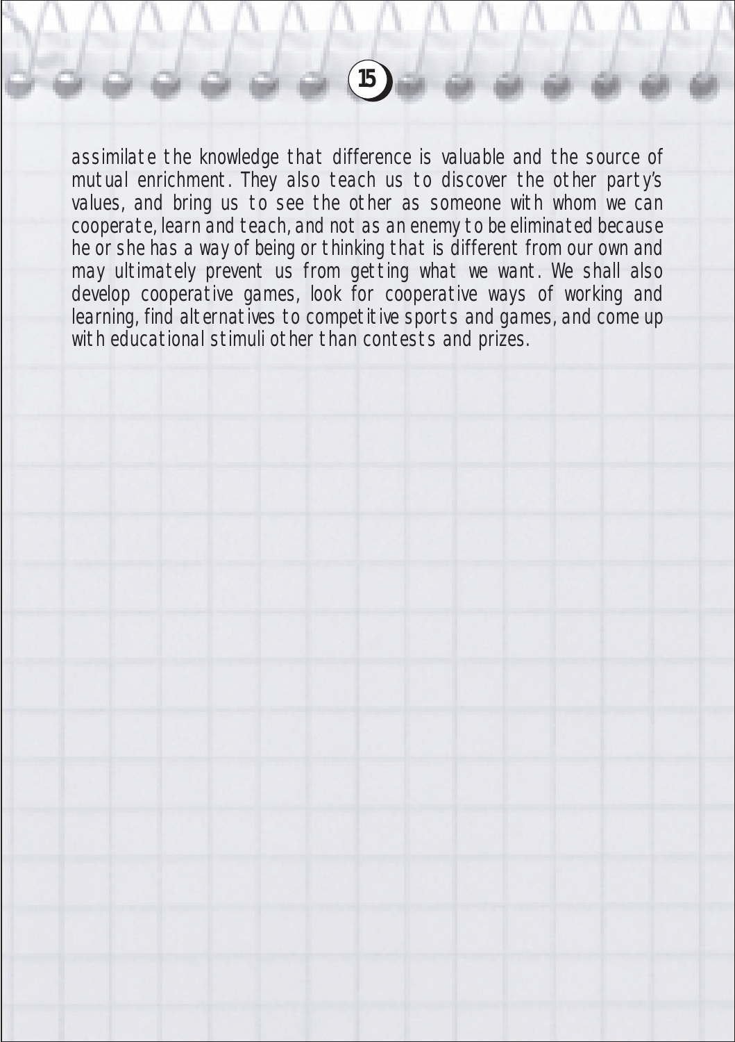assimilate the knowledge that difference is valuable and the source of mutual enrichment. They also teach us to discover the other party's values, and bring us to see the other as someone with whom we can cooperate, learn and teach, and not as an enemy to be eliminated because he or she has a way of being or thinking that is different from our own and may ultimately prevent us from getting what we want. We shall also develop cooperative games, look for cooperative ways of working and learning, find alternatives to competitive sports and games, and come up with educational stimuli other than contests and prizes.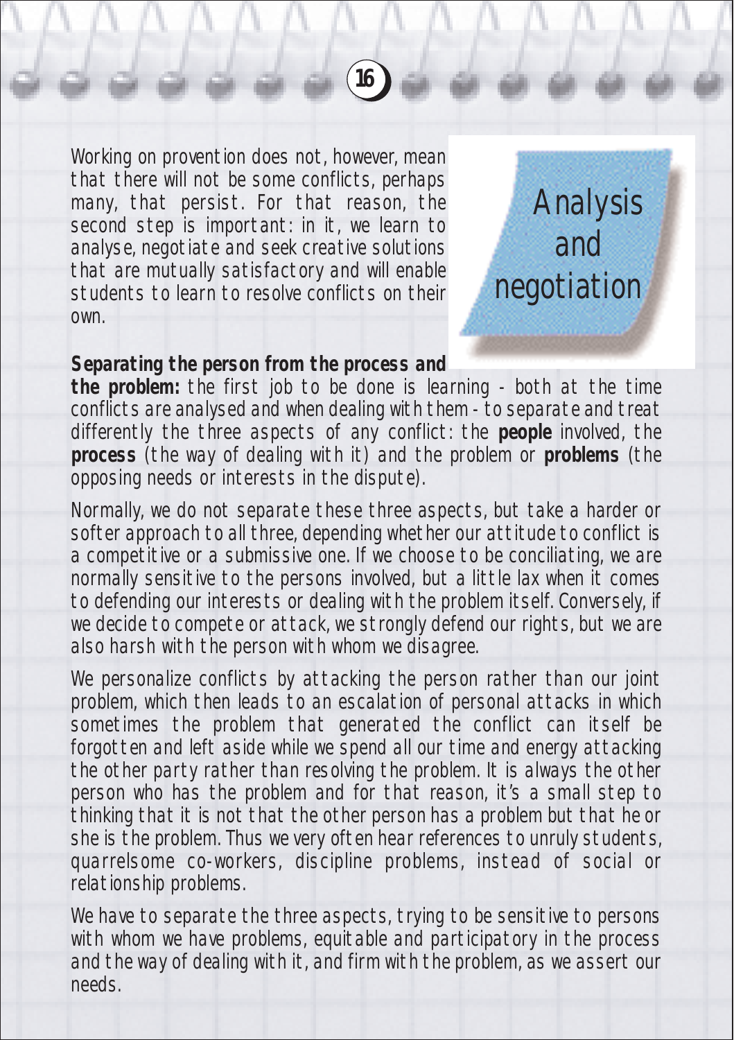## Analysis and negotiation

Working on provention does not, however, mean that there will not be some conflicts, perhaps many, that persist. For that reason, the second step is important: in it, we learn to analyse, negotiate and seek creative solutions that are mutually satisfactory and will enable students to learn to resolve conflicts on their own.

**Separating the person from the process and the problem:** the first job to be done is learning - both at the time conflicts are analysed and when dealing with them - to separate and treat differently the three aspects of any conflict: the **people** involved, the **process** (the way of dealing with it) and the problem or **problems** (the opposing needs or interests in the dispute).

Normally, we do not separate these three aspects, but take a harder or softer approach to all three, depending whether our attitude to conflict is a competitive or a submissive one. If we choose to be conciliating, we are normally sensitive to the persons involved, but a little lax when it comes to defending our interests or dealing with the problem itself. Conversely, if we decide to compete or attack, we strongly defend our rights, but we are also harsh with the person with whom we disagree.

We personalize conflicts by attacking the person rather than our joint problem, which then leads to an escalation of personal attacks in which sometimes the problem that generated the conflict can itself be forgotten and left aside while we spend all our time and energy attacking the other party rather than resolving the problem. It is always the other person who has the problem and for that reason, it's a small step to thinking that it is not that the other person has a problem but that he or she is the problem. Thus we very often hear references to unruly students, quarrelsome co-workers, discipline problems, instead of social or relationship problems.

We have to separate the three aspects, trying to be sensitive to persons with whom we have problems, equitable and participatory in the process and the way of dealing with it, and firm with the problem, as we assert our needs.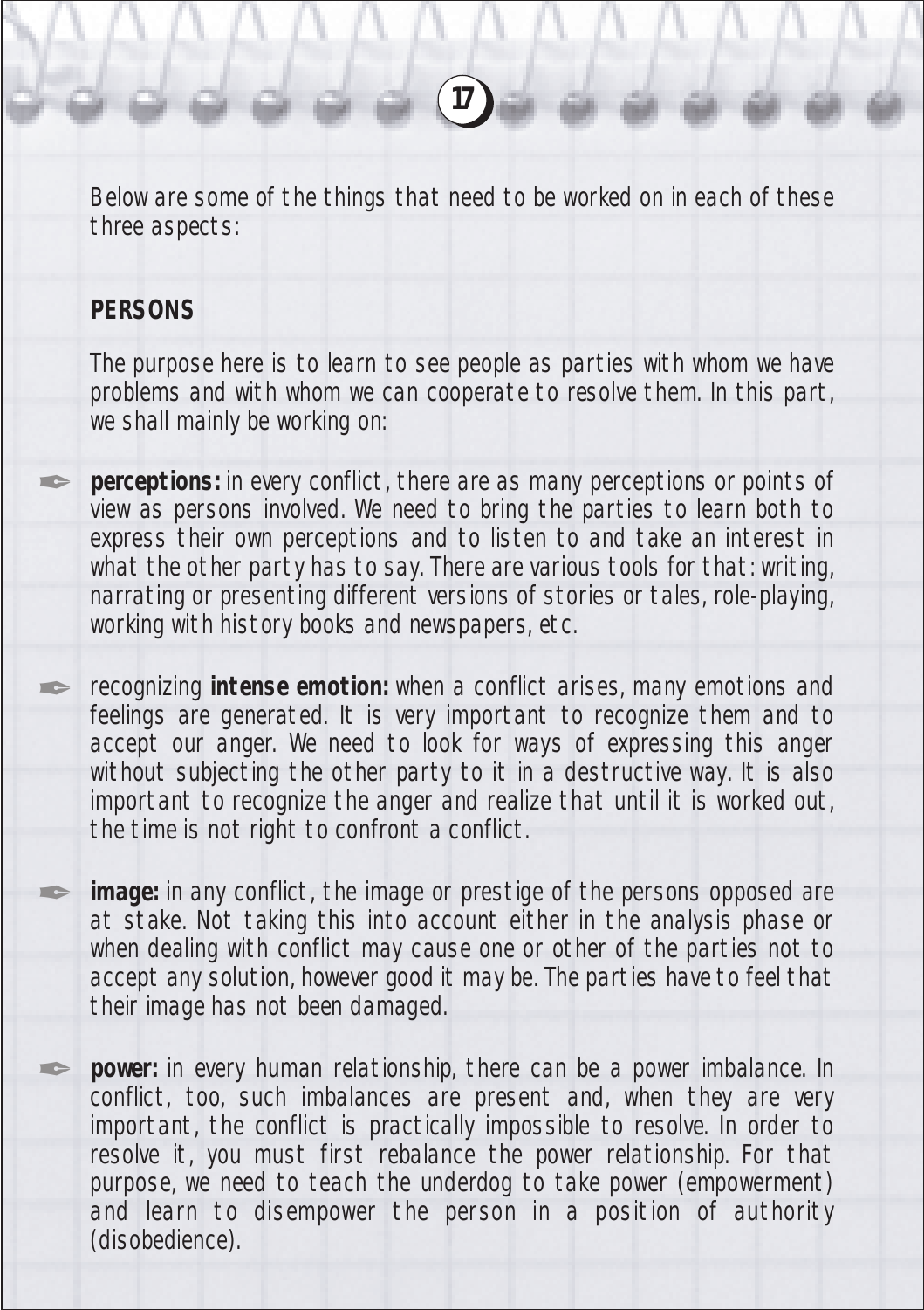Below are some of the things that need to be worked on in each of these three aspects:

## PERSONS

The purpose here is to learn to see people as parties with whom we have problems and with whom we can cooperate to resolve them. In this part, we shall mainly be working on:

- **perceptions:** in every conflict, there are as many perceptions or points of view as persons involved. We need to bring the parties to learn both to express their own perceptions and to listen to and take an interest in what the other party has to say. There are various tools for that: writing, narrating or presenting different versions of stories or tales, role-playing, working with history books and newspapers, etc.

- recognizing **intense emotion:** when a conflict arises, many emotions and feelings are generated. It is very important to recognize them and to accept our anger. We need to look for ways of expressing this anger without subjecting the other party to it in a destructive way. It is also important to recognize the anger and realize that until it is worked out, the time is not right to confront a conflict.

- **image:** in any conflict, the image or prestige of the persons opposed are at stake. Not taking this into account either in the analysis phase or when dealing with conflict may cause one or other of the parties not to accept any solution, however good it may be. The parties have to feel that their image has not been damaged.

- **power:** in every human relationship, there can be a power imbalance. In conflict, too, such imbalances are present and, when they are very important, the conflict is practically impossible to resolve. In order to resolve it, you must first rebalance the power relationship. For that purpose, we need to teach the underdog to take power (empowerment) and learn to disempower the person in a position of authority (disobedience).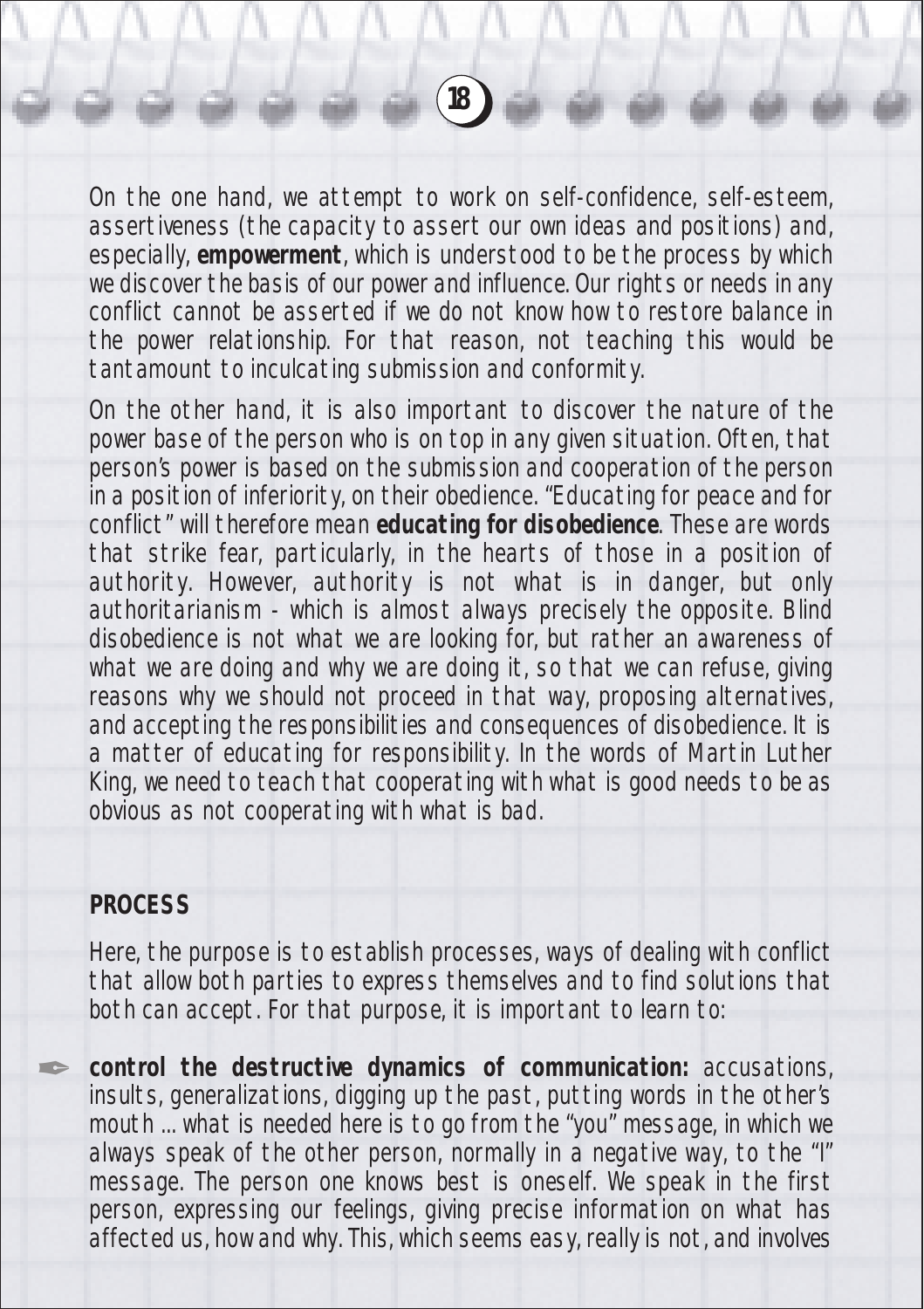On the one hand, we attempt to work on self-confidence, self-esteem, assertiveness (the capacity to assert our own ideas and positions) and, especially, **empowerment**, which is understood to be the process by which we discover the basis of our power and influence. Our rights or needs in any conflict cannot be asserted if we do not know how to restore balance in the power relationship. For that reason, not teaching this would be tantamount to inculcating submission and conformity.

On the other hand, it is also important to discover the nature of the power base of the person who is on top in any given situation. Often, that person's power is based on the submission and cooperation of the person in a position of inferiority, on their obedience. "Educating for peace and for conflict" will therefore mean **educating for disobedience**. These are words that strike fear, particularly, in the hearts of those in a position of authority. However, authority is not what is in danger, but only authoritarianism - which is almost always precisely the opposite. Blind disobedience is not what we are looking for, but rather an awareness of what we are doing and why we are doing it, so that we can refuse, giving reasons why we should not proceed in that way, proposing alternatives, and accepting the responsibilities and consequences of disobedience. It is a matter of educating for responsibility. In the words of Martin Luther King, we need to teach that cooperating with what is good needs to be as obvious as not cooperating with what is bad.

## PROCESS

Here, the purpose is to establish processes, ways of dealing with conflict that allow both parties to express themselves and to find solutions that both can accept. For that purpose, it is important to learn to:

- **control the destructive dynamics of communication:** accusations, insults, generalizations, digging up the past, putting words in the other's mouth ... what is needed here is to go from the "you" message, in which we always speak of the other person, normally in a negative way, to the "I" message. The person one knows best is oneself. We speak in the first person, expressing our feelings, giving precise information on what has affected us, how and why. This, which seems easy, really is not, and involves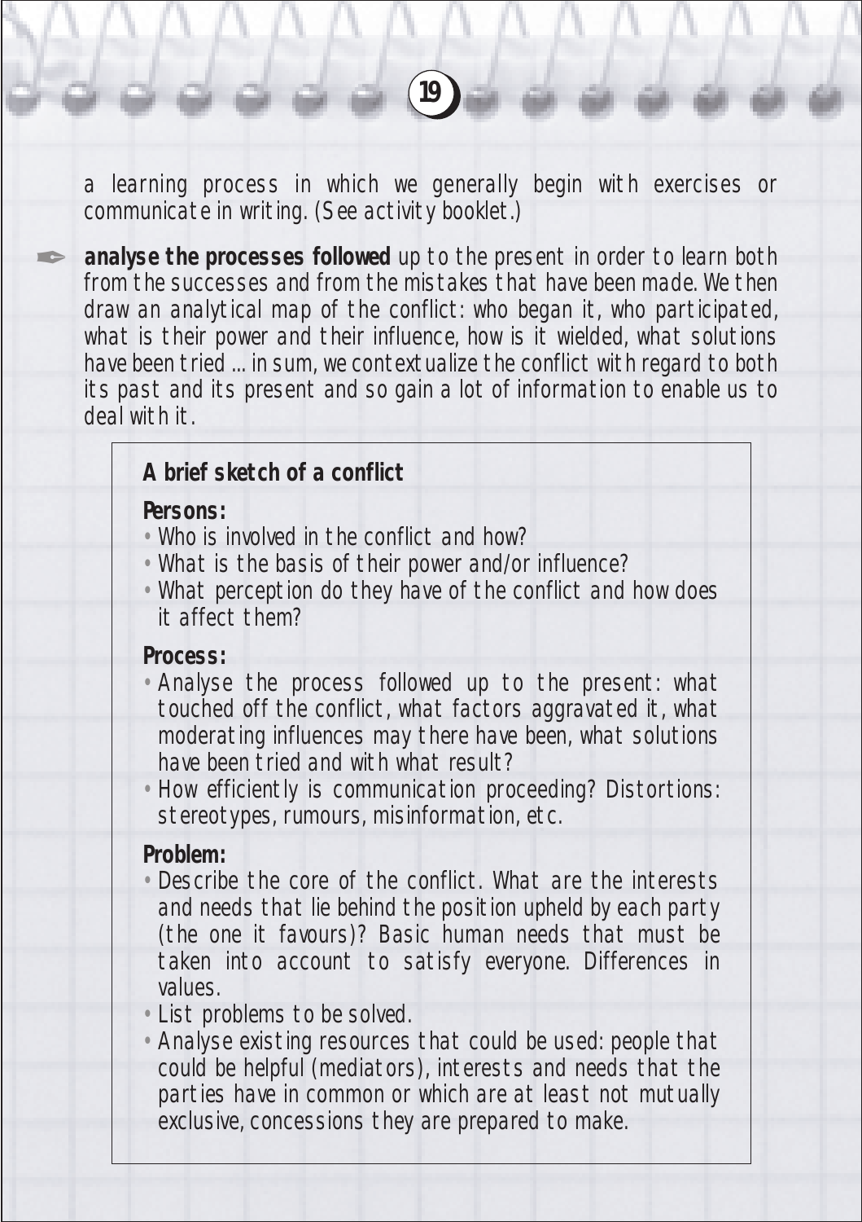a learning process in which we generally begin with exercises or communicate in writing. (See activity booklet.)

- **analyse the processes followed** up to the present in order to learn both from the successes and from the mistakes that have been made. We then draw an analytical map of the conflict: who began it, who participated, what is their power and their influence, how is it wielded, what solutions have been tried ... in sum, we contextualize the conflict with regard to both its past and its present and so gain a lot of information to enable us to deal with it.

> **A brief sketch of a conflict**
>
> **Persons:**
>
> - Who is involved in the conflict and how?
> - What is the basis of their power and/or influence?
> - What perception do they have of the conflict and how does it affect them?
>
> **Process:**
>
> - Analyse the process followed up to the present: what touched off the conflict, what factors aggravated it, what moderating influences may there have been, what solutions have been tried and with what result?
> - How efficiently is communication proceeding? Distortions: stereotypes, rumours, misinformation, etc.
>
> **Problem:**
>
> - Describe the core of the conflict. What are the interests and needs that lie behind the position upheld by each party (the one it favours)? Basic human needs that must be taken into account to satisfy everyone. Differences in values.
> - List problems to be solved.
> - Analyse existing resources that could be used: people that could be helpful (mediators), interests and needs that the parties have in common or which are at least not mutually exclusive, concessions they are prepared to make.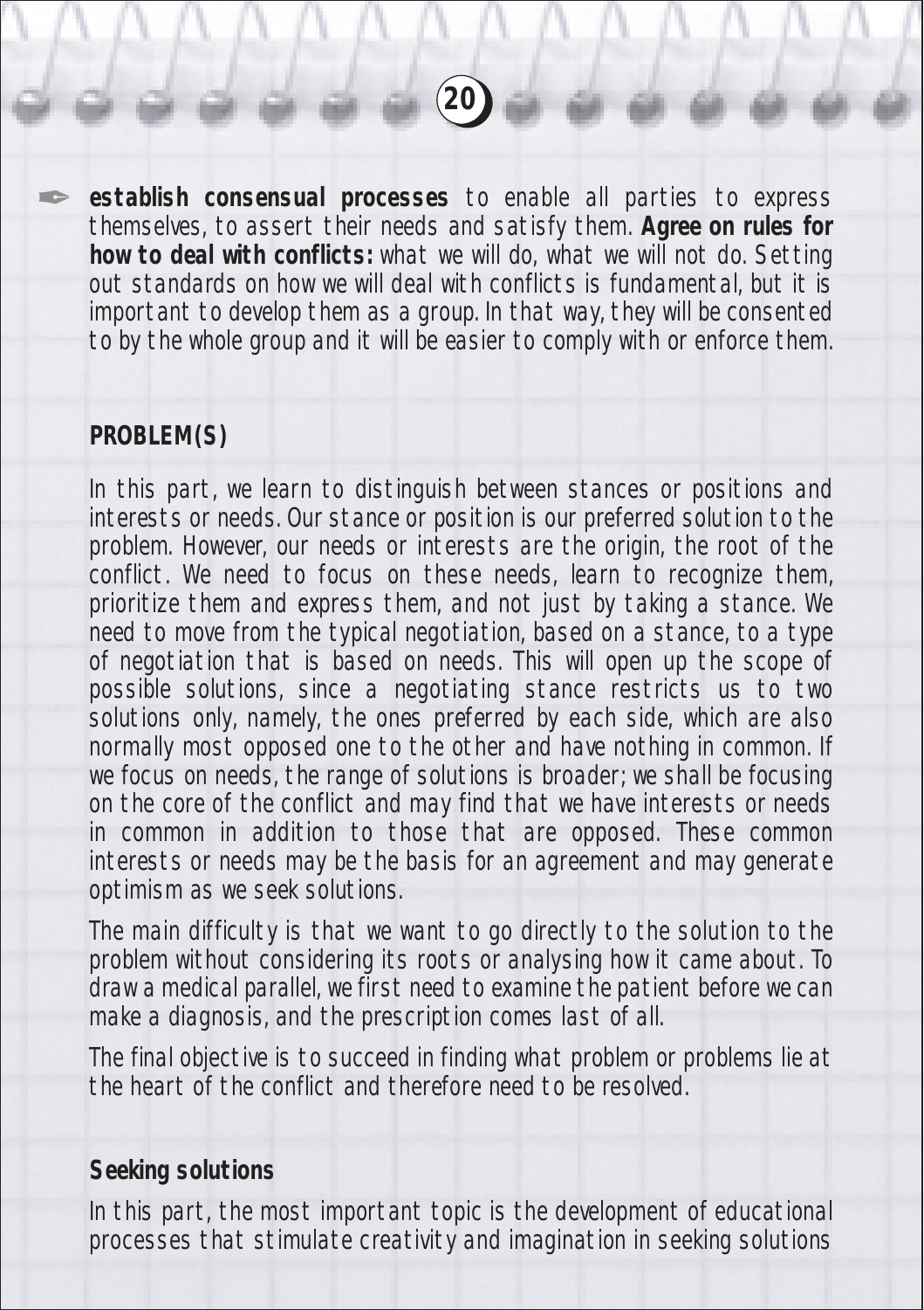- **establish consensual processes** to enable all parties to express themselves, to assert their needs and satisfy them. **Agree on rules for how to deal with conflicts:** what we will do, what we will not do. Setting out standards on how we will deal with conflicts is fundamental, but it is important to develop them as a group. In that way, they will be consented to by the whole group and it will be easier to comply with or enforce them.

## PROBLEM(S)

In this part, we learn to distinguish between stances or positions and interests or needs. Our stance or position is our preferred solution to the problem. However, our needs or interests are the origin, the root of the conflict. We need to focus on these needs, learn to recognize them, prioritize them and express them, and not just by taking a stance. We need to move from the typical negotiation, based on a stance, to a type of negotiation that is based on needs. This will open up the scope of possible solutions, since a negotiating stance restricts us to two solutions only, namely, the ones preferred by each side, which are also normally most opposed one to the other and have nothing in common. If we focus on needs, the range of solutions is broader; we shall be focusing on the core of the conflict and may find that we have interests or needs in common in addition to those that are opposed. These common interests or needs may be the basis for an agreement and may generate optimism as we seek solutions.

The main difficulty is that we want to go directly to the solution to the problem without considering its roots or analysing how it came about. To draw a medical parallel, we first need to examine the patient before we can make a diagnosis, and the prescription comes last of all.

The final objective is to succeed in finding what problem or problems lie at the heart of the conflict and therefore need to be resolved.

## Seeking solutions

In this part, the most important topic is the development of educational processes that stimulate creativity and imagination in seeking solutions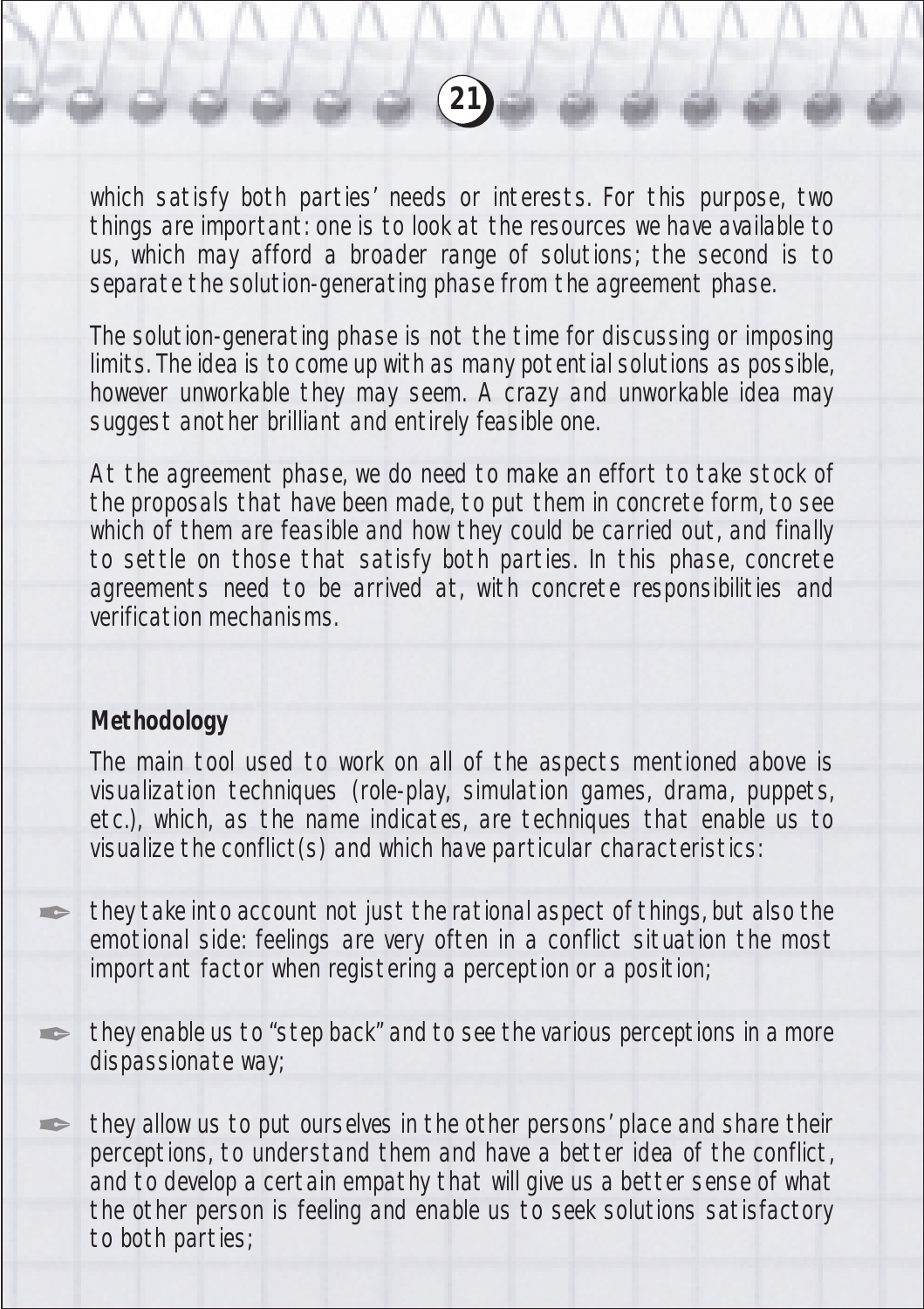which satisfy both parties' needs or interests. For this purpose, two things are important: one is to look at the resources we have available to us, which may afford a broader range of solutions; the second is to separate the solution-generating phase from the agreement phase.

The solution-generating phase is not the time for discussing or imposing limits. The idea is to come up with as many potential solutions as possible, however unworkable they may seem. A crazy and unworkable idea may suggest another brilliant and entirely feasible one.

At the agreement phase, we do need to make an effort to take stock of the proposals that have been made, to put them in concrete form, to see which of them are feasible and how they could be carried out, and finally to settle on those that satisfy both parties. In this phase, concrete agreements need to be arrived at, with concrete responsibilities and verification mechanisms.

## Methodology

The main tool used to work on all of the aspects mentioned above is visualization techniques (role-play, simulation games, drama, puppets, etc.), which, as the name indicates, are techniques that enable us to visualize the conflict(s) and which have particular characteristics:

- they take into account not just the rational aspect of things, but also the emotional side: feelings are very often in a conflict situation the most important factor when registering a perception or a position;
- they enable us to "step back" and to see the various perceptions in a more dispassionate way;
- they allow us to put ourselves in the other persons' place and share their perceptions, to understand them and have a better idea of the conflict, and to develop a certain empathy that will give us a better sense of what the other person is feeling and enable us to seek solutions satisfactory to both parties;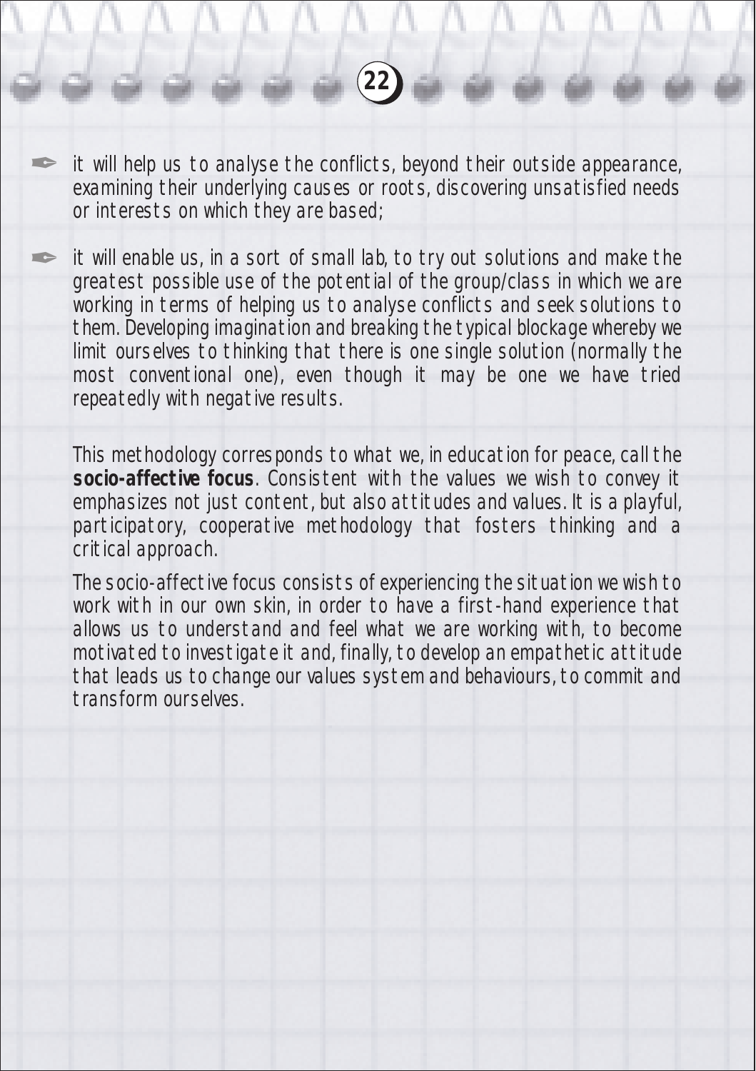- it will help us to analyse the conflicts, beyond their outside appearance, examining their underlying causes or roots, discovering unsatisfied needs or interests on which they are based;
- it will enable us, in a sort of small lab, to try out solutions and make the greatest possible use of the potential of the group/class in which we are working in terms of helping us to analyse conflicts and seek solutions to them. Developing imagination and breaking the typical blockage whereby we limit ourselves to thinking that there is one single solution (normally the most conventional one), even though it may be one we have tried repeatedly with negative results.

This methodology corresponds to what we, in education for peace, call the **socio-affective focus**. Consistent with the values we wish to convey it emphasizes not just content, but also attitudes and values. It is a playful, participatory, cooperative methodology that fosters thinking and a critical approach.

The socio-affective focus consists of experiencing the situation we wish to work with in our own skin, in order to have a first-hand experience that allows us to understand and feel what we are working with, to become motivated to investigate it and, finally, to develop an empathetic attitude that leads us to change our values system and behaviours, to commit and transform ourselves.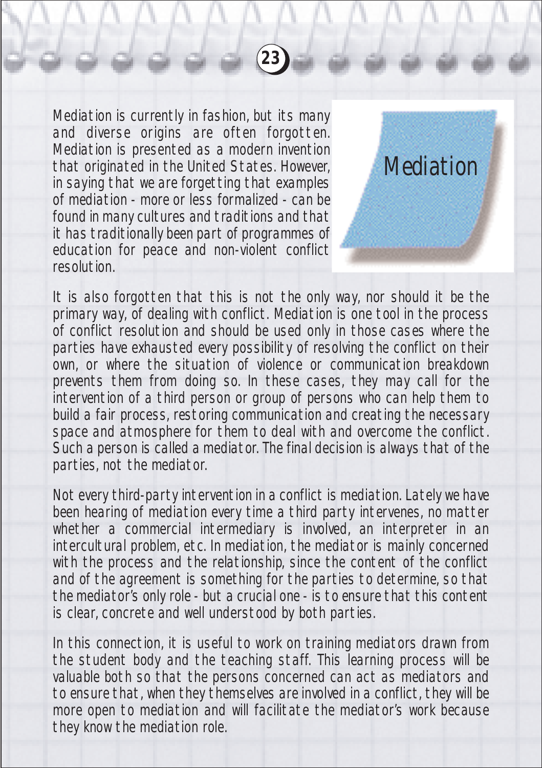# Mediation

Mediation is currently in fashion, but its many and diverse origins are often forgotten. Mediation is presented as a modern invention that originated in the United States. However, in saying that we are forgetting that examples of mediation - more or less formalized - can be found in many cultures and traditions and that it has traditionally been part of programmes of education for peace and non-violent conflict resolution.

It is also forgotten that this is not the only way, nor should it be the primary way, of dealing with conflict. Mediation is one tool in the process of conflict resolution and should be used only in those cases where the parties have exhausted every possibility of resolving the conflict on their own, or where the situation of violence or communication breakdown prevents them from doing so. In these cases, they may call for the intervention of a third person or group of persons who can help them to build a fair process, restoring communication and creating the necessary space and atmosphere for them to deal with and overcome the conflict. Such a person is called a mediator. The final decision is always that of the parties, not the mediator.

Not every third-party intervention in a conflict is mediation. Lately we have been hearing of mediation every time a third party intervenes, no matter whether a commercial intermediary is involved, an interpreter in an intercultural problem, etc. In mediation, the mediator is mainly concerned with the process and the relationship, since the content of the conflict and of the agreement is something for the parties to determine, so that the mediator's only role - but a crucial one - is to ensure that this content is clear, concrete and well understood by both parties.

In this connection, it is useful to work on training mediators drawn from the student body and the teaching staff. This learning process will be valuable both so that the persons concerned can act as mediators and to ensure that, when they themselves are involved in a conflict, they will be more open to mediation and will facilitate the mediator's work because they know the mediation role.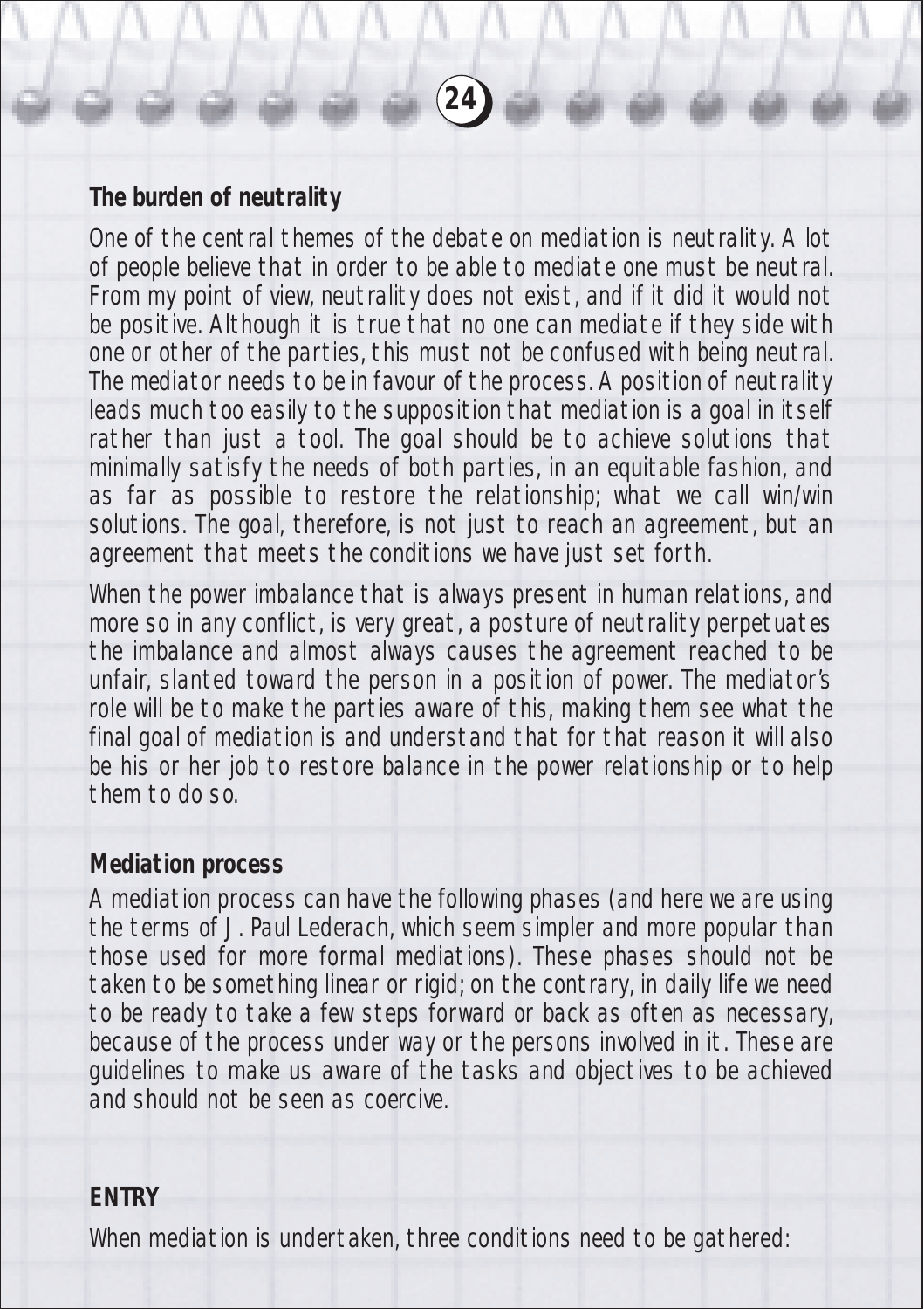### The burden of neutrality

One of the central themes of the debate on mediation is neutrality. A lot of people believe that in order to be able to mediate one must be neutral. From my point of view, neutrality does not exist, and if it did it would not be positive. Although it is true that no one can mediate if they side with one or other of the parties, this must not be confused with being neutral. The mediator needs to be in favour of the process. A position of neutrality leads much too easily to the supposition that mediation is a goal in itself rather than just a tool. The goal should be to achieve solutions that minimally satisfy the needs of both parties, in an equitable fashion, and as far as possible to restore the relationship; what we call win/win solutions. The goal, therefore, is not just to reach an agreement, but an agreement that meets the conditions we have just set forth.

When the power imbalance that is always present in human relations, and more so in any conflict, is very great, a posture of neutrality perpetuates the imbalance and almost always causes the agreement reached to be unfair, slanted toward the person in a position of power. The mediator's role will be to make the parties aware of this, making them see what the final goal of mediation is and understand that for that reason it will also be his or her job to restore balance in the power relationship or to help them to do so.

### Mediation process

A mediation process can have the following phases (and here we are using the terms of J. Paul Lederach, which seem simpler and more popular than those used for more formal mediations). These phases should not be taken to be something linear or rigid; on the contrary, in daily life we need to be ready to take a few steps forward or back as often as necessary, because of the process under way or the persons involved in it. These are guidelines to make us aware of the tasks and objectives to be achieved and should not be seen as coercive.

### ENTRY

When mediation is undertaken, three conditions need to be gathered: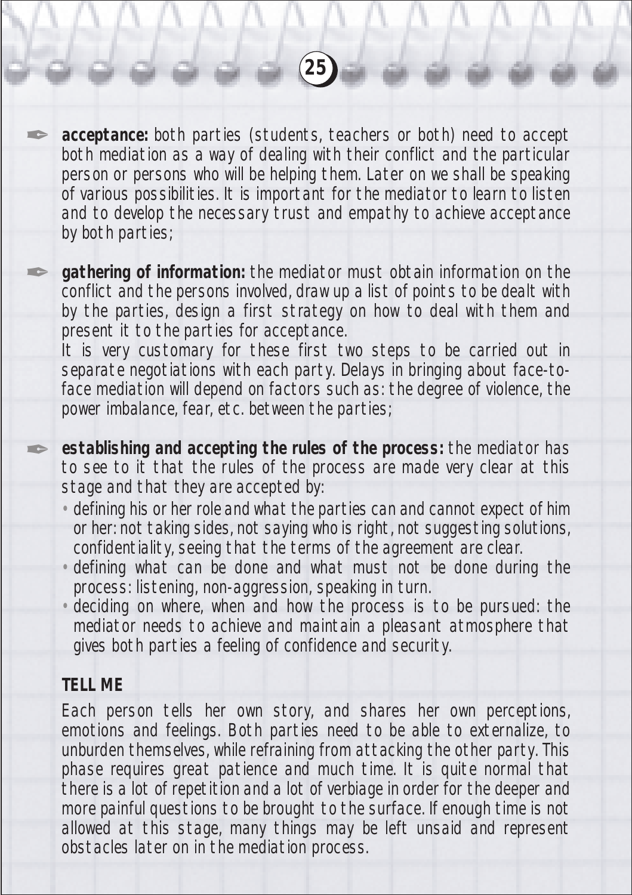- **acceptance:** both parties (students, teachers or both) need to accept both mediation as a way of dealing with their conflict and the particular person or persons who will be helping them. Later on we shall be speaking of various possibilities. It is important for the mediator to learn to listen and to develop the necessary trust and empathy to achieve acceptance by both parties;

- **gathering of information:** the mediator must obtain information on the conflict and the persons involved, draw up a list of points to be dealt with by the parties, design a first strategy on how to deal with them and present it to the parties for acceptance.
  It is very customary for these first two steps to be carried out in separate negotiations with each party. Delays in bringing about face-to-face mediation will depend on factors such as: the degree of violence, the power imbalance, fear, etc. between the parties;

- **establishing and accepting the rules of the process:** the mediator has to see to it that the rules of the process are made very clear at this stage and that they are accepted by:
  - defining his or her role and what the parties can and cannot expect of him or her: not taking sides, not saying who is right, not suggesting solutions, confidentiality, seeing that the terms of the agreement are clear.
  - defining what can be done and what must not be done during the process: listening, non-aggression, speaking in turn.
  - deciding on where, when and how the process is to be pursued: the mediator needs to achieve and maintain a pleasant atmosphere that gives both parties a feeling of confidence and security.

**TELL ME**

Each person tells her own story, and shares her own perceptions, emotions and feelings. Both parties need to be able to externalize, to unburden themselves, while refraining from attacking the other party. This phase requires great patience and much time. It is quite normal that there is a lot of repetition and a lot of verbiage in order for the deeper and more painful questions to be brought to the surface. If enough time is not allowed at this stage, many things may be left unsaid and represent obstacles later on in the mediation process.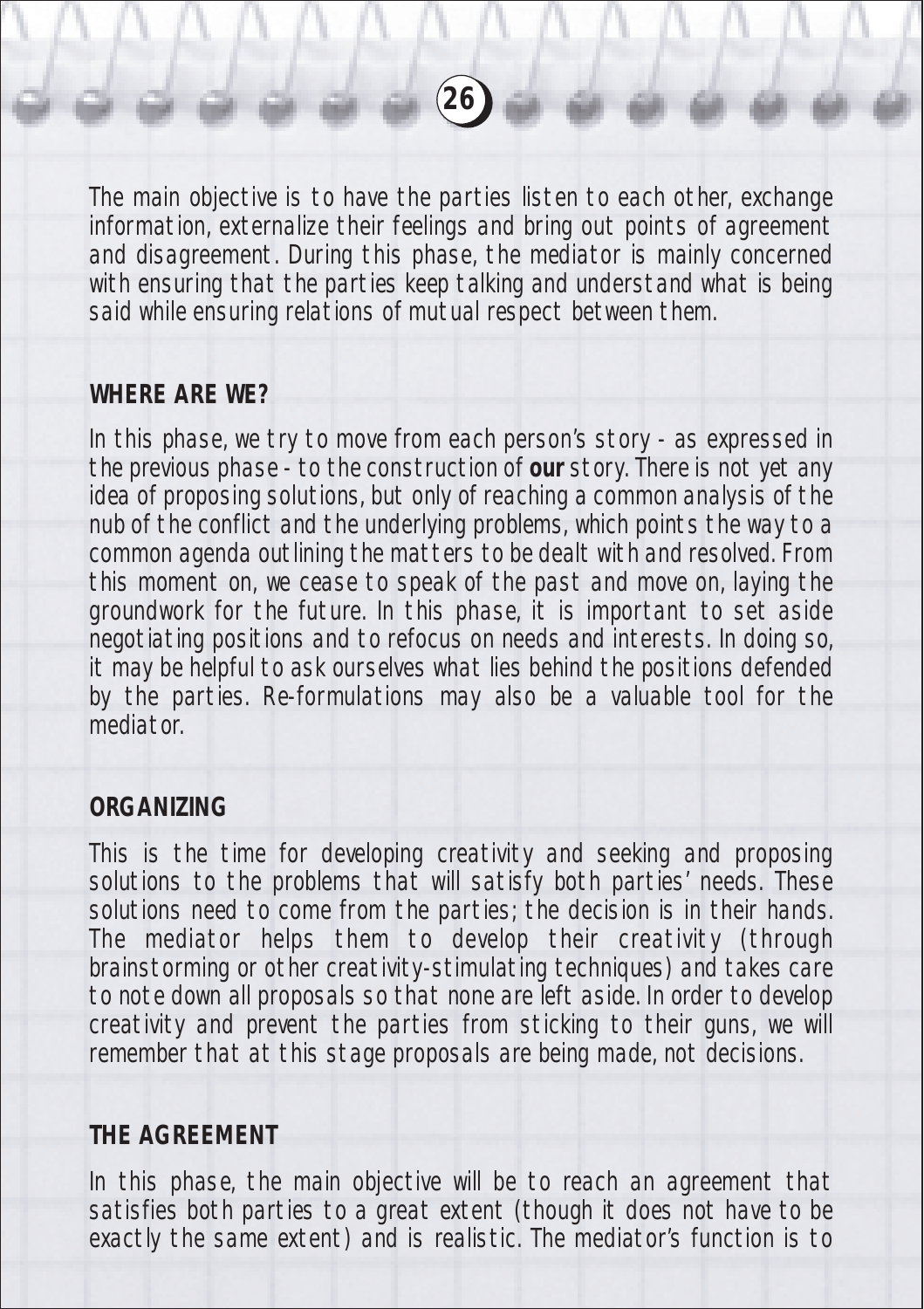The main objective is to have the parties listen to each other, exchange information, externalize their feelings and bring out points of agreement and disagreement. During this phase, the mediator is mainly concerned with ensuring that the parties keep talking and understand what is being said while ensuring relations of mutual respect between them.

## WHERE ARE WE?

In this phase, we try to move from each person's story - as expressed in the previous phase - to the construction of **our** story. There is not yet any idea of proposing solutions, but only of reaching a common analysis of the nub of the conflict and the underlying problems, which points the way to a common agenda outlining the matters to be dealt with and resolved. From this moment on, we cease to speak of the past and move on, laying the groundwork for the future. In this phase, it is important to set aside negotiating positions and to refocus on needs and interests. In doing so, it may be helpful to ask ourselves what lies behind the positions defended by the parties. Re-formulations may also be a valuable tool for the mediator.

## ORGANIZING

This is the time for developing creativity and seeking and proposing solutions to the problems that will satisfy both parties' needs. These solutions need to come from the parties; the decision is in their hands. The mediator helps them to develop their creativity (through brainstorming or other creativity-stimulating techniques) and takes care to note down all proposals so that none are left aside. In order to develop creativity and prevent the parties from sticking to their guns, we will remember that at this stage proposals are being made, not decisions.

## THE AGREEMENT

In this phase, the main objective will be to reach an agreement that satisfies both parties to a great extent (though it does not have to be exactly the same extent) and is realistic. The mediator's function is to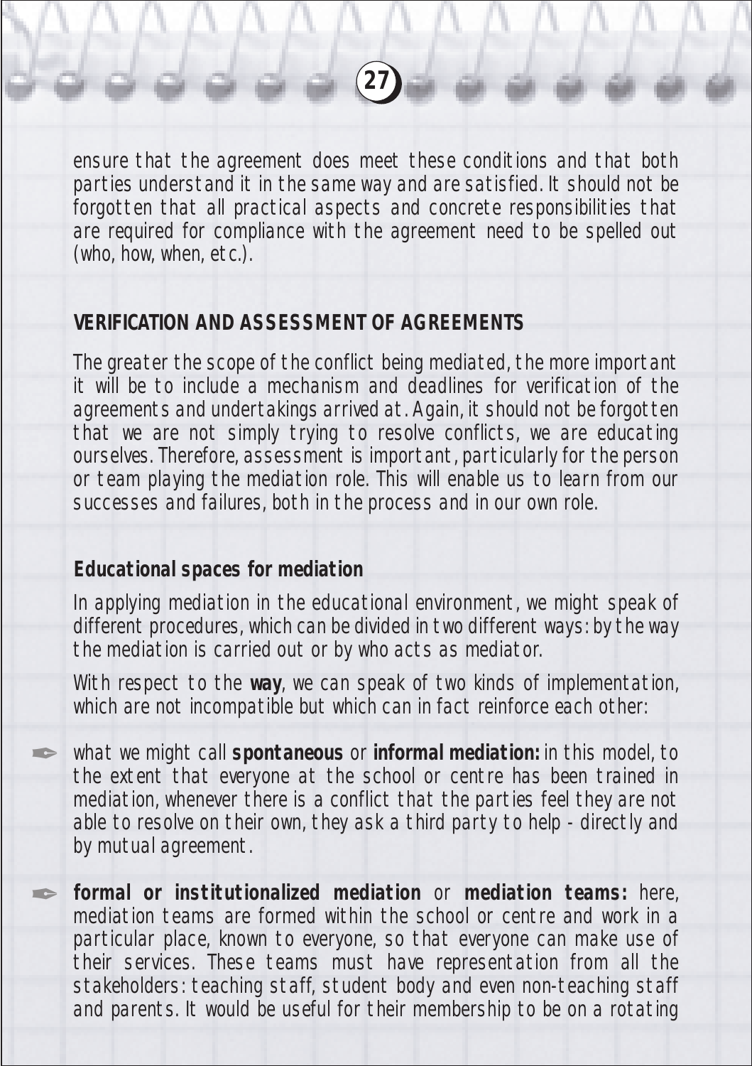ensure that the agreement does meet these conditions and that both parties understand it in the same way and are satisfied. It should not be forgotten that all practical aspects and concrete responsibilities that are required for compliance with the agreement need to be spelled out (who, how, when, etc.).

## VERIFICATION AND ASSESSMENT OF AGREEMENTS

The greater the scope of the conflict being mediated, the more important it will be to include a mechanism and deadlines for verification of the agreements and undertakings arrived at. Again, it should not be forgotten that we are not simply trying to resolve conflicts, we are educating ourselves. Therefore, assessment is important, particularly for the person or team playing the mediation role. This will enable us to learn from our successes and failures, both in the process and in our own role.

### Educational spaces for mediation

In applying mediation in the educational environment, we might speak of different procedures, which can be divided in two different ways: by the way the mediation is carried out or by who acts as mediator.

With respect to the **way**, we can speak of two kinds of implementation, which are not incompatible but which can in fact reinforce each other:

- what we might call **spontaneous** or **informal mediation:** in this model, to the extent that everyone at the school or centre has been trained in mediation, whenever there is a conflict that the parties feel they are not able to resolve on their own, they ask a third party to help - directly and by mutual agreement.
- **formal or institutionalized mediation** or **mediation teams:** here, mediation teams are formed within the school or centre and work in a particular place, known to everyone, so that everyone can make use of their services. These teams must have representation from all the stakeholders: teaching staff, student body and even non-teaching staff and parents. It would be useful for their membership to be on a rotating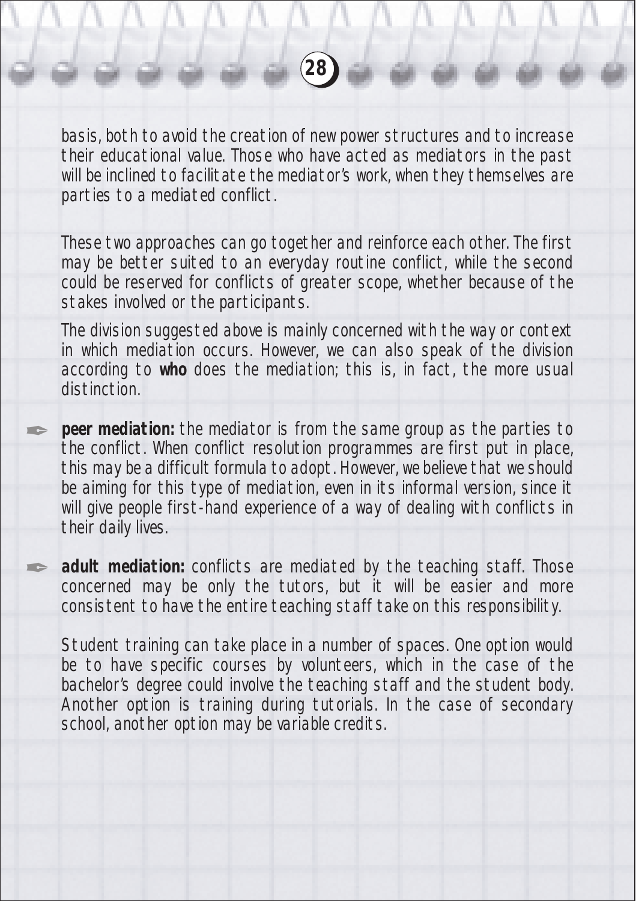basis, both to avoid the creation of new power structures and to increase their educational value. Those who have acted as mediators in the past will be inclined to facilitate the mediator's work, when they themselves are parties to a mediated conflict.

These two approaches can go together and reinforce each other. The first may be better suited to an everyday routine conflict, while the second could be reserved for conflicts of greater scope, whether because of the stakes involved or the participants.

The division suggested above is mainly concerned with the way or context in which mediation occurs. However, we can also speak of the division according to **who** does the mediation; this is, in fact, the more usual distinction.

- **peer mediation:** the mediator is from the same group as the parties to the conflict. When conflict resolution programmes are first put in place, this may be a difficult formula to adopt. However, we believe that we should be aiming for this type of mediation, even in its informal version, since it will give people first-hand experience of a way of dealing with conflicts in their daily lives.

- **adult mediation:** conflicts are mediated by the teaching staff. Those concerned may be only the tutors, but it will be easier and more consistent to have the entire teaching staff take on this responsibility.

Student training can take place in a number of spaces. One option would be to have specific courses by volunteers, which in the case of the bachelor's degree could involve the teaching staff and the student body. Another option is training during tutorials. In the case of secondary school, another option may be variable credits.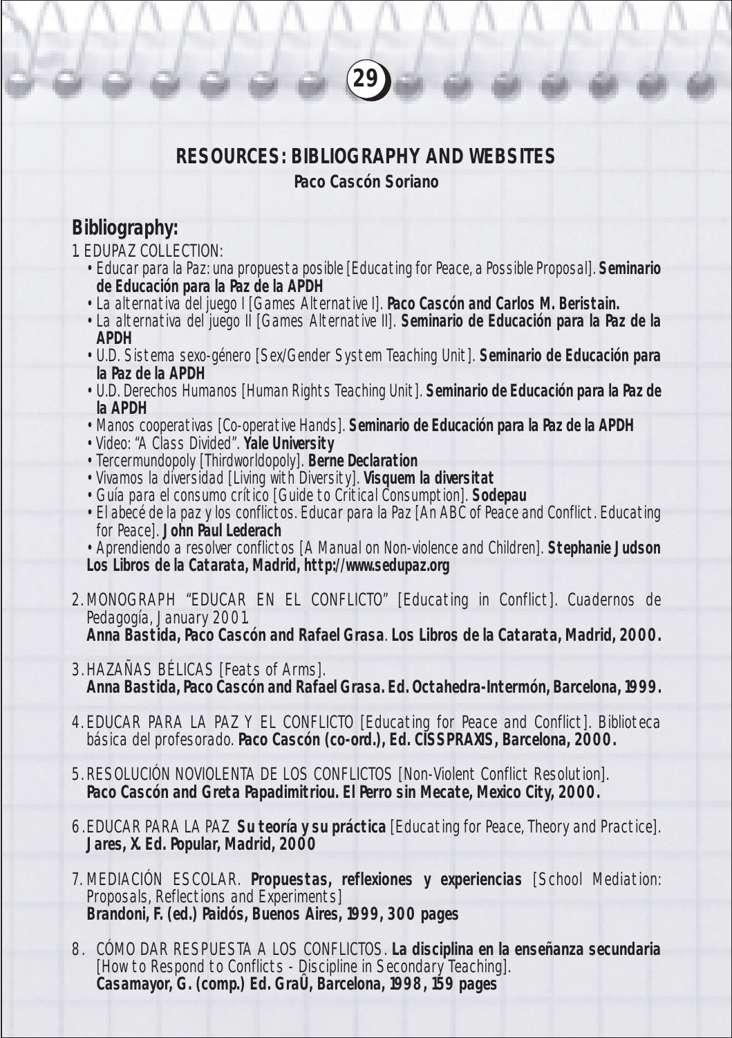## RESOURCES: BIBLIOGRAPHY AND WEBSITES

**Paco Cascón Soriano**

### Bibliography:

1. EDUPAZ COLLECTION:
   - Educar para la Paz: una propuesta posible [Educating for Peace, a Possible Proposal]. **Seminario de Educación para la Paz de la APDH**
   - La alternativa del juego I [Games Alternative I]. **Paco Cascón and Carlos M. Beristain.**
   - La alternativa del juego II [Games Alternative II]. **Seminario de Educación para la Paz de la APDH**
   - U.D. Sistema sexo-género [Sex/Gender System Teaching Unit]. **Seminario de Educación para la Paz de la APDH**
   - U.D. Derechos Humanos [Human Rights Teaching Unit]. **Seminario de Educación para la Paz de la APDH**
   - Manos cooperativas [Co-operative Hands]. **Seminario de Educación para la Paz de la APDH**
   - Video: "A Class Divided". **Yale University**
   - Tercermundopoly [Thirdworldopoly]. **Berne Declaration**
   - Vivamos la diversidad [Living with Diversity]. **Visquem la diversitat**
   - Guía para el consumo crítico [Guide to Critical Consumption]. **Sodepau**
   - El abecé de la paz y los conflictos. Educar para la Paz [An ABC of Peace and Conflict. Educating for Peace]. **John Paul Lederach**
   - Aprendiendo a resolver conflictos [A Manual on Non-violence and Children]. **Stephanie Judson**

   **Los Libros de la Catarata, Madrid, http://www.sedupaz.org**

2. MONOGRAPH "EDUCAR EN EL CONFLICTO" [Educating in Conflict]. Cuadernos de Pedagogía, January 2001.
   **Anna Bastida, Paco Cascón and Rafael Grasa**. **Los Libros de la Catarata, Madrid, 2000.**

3. HAZAÑAS BÉLICAS [Feats of Arms].
   **Anna Bastida, Paco Cascón and Rafael Grasa. Ed. Octahedra-Intermón, Barcelona, 1999.**

4. EDUCAR PARA LA PAZ Y EL CONFLICTO [Educating for Peace and Conflict]. Biblioteca básica del profesorado. **Paco Cascón (co-ord.), Ed. CISSPRAXIS, Barcelona, 2000.**

5. RESOLUCIÓN NOVIOLENTA DE LOS CONFLICTOS [Non-Violent Conflict Resolution].
   **Paco Cascón and Greta Papadimitriou. El Perro sin Mecate, Mexico City, 2000.**

6. EDUCAR PARA LA PAZ **Su teoría y su práctica** [Educating for Peace, Theory and Practice].
   **Jares, X. Ed. Popular, Madrid, 2000**

7. MEDIACIÓN ESCOLAR. **Propuestas, reflexiones y experiencias** [School Mediation: Proposals, Reflections and Experiments]
   **Brandoni, F. (ed.) Paidós, Buenos Aires, 1999, 300 pages**

8. CÓMO DAR RESPUESTA A LOS CONFLICTOS. **La disciplina en la enseñanza secundaria** [How to Respond to Conflicts - Discipline in Secondary Teaching].
   **Casamayor, G. (comp.) Ed. GraÛ, Barcelona, 1998, 159 pages**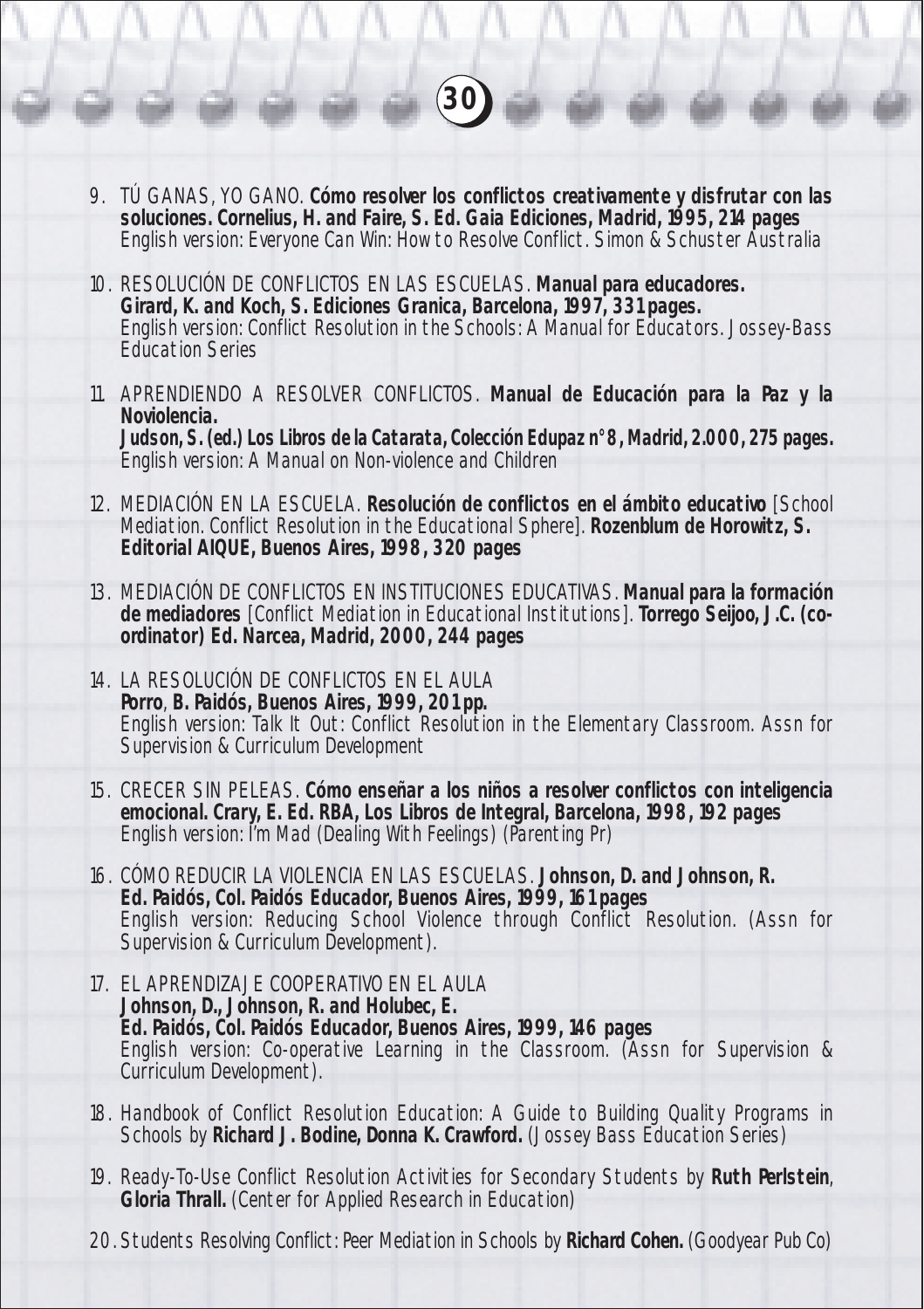9. TÚ GANAS, YO GANO. **Cómo resolver los conflictos creativamente y disfrutar con las soluciones. Cornelius, H. and Faire, S. Ed. Gaia Ediciones, Madrid, 1995, 214 pages**
   English version: Everyone Can Win: How to Resolve Conflict. Simon & Schuster Australia

10. RESOLUCIÓN DE CONFLICTOS EN LAS ESCUELAS. **Manual para educadores. Girard, K. and Koch, S. Ediciones Granica, Barcelona, 1997, 331 pages.**
    English version: Conflict Resolution in the Schools: A Manual for Educators. Jossey-Bass Education Series

11. APRENDIENDO A RESOLVER CONFLICTOS. **Manual de Educación para la Paz y la Noviolencia.**
    **Judson, S. (ed.) Los Libros de la Catarata, Colección Edupaz n° 8, Madrid, 2.000, 275 pages.**
    English version: A Manual on Non-violence and Children

12. MEDIACIÓN EN LA ESCUELA. **Resolución de conflictos en el ámbito educativo** [School Mediation. Conflict Resolution in the Educational Sphere]. **Rozenblum de Horowitz, S. Editorial AIQUE, Buenos Aires, 1998, 320 pages**

13. MEDIACIÓN DE CONFLICTOS EN INSTITUCIONES EDUCATIVAS. **Manual para la formación de mediadores** [Conflict Mediation in Educational Institutions]. **Torrego Seijoo, J.C. (coordinator) Ed. Narcea, Madrid, 2000, 244 pages**

14. LA RESOLUCIÓN DE CONFLICTOS EN EL AULA
    **Porro, B. Paidós, Buenos Aires, 1999, 201 pp.**
    English version: Talk It Out: Conflict Resolution in the Elementary Classroom. Assn for Supervision & Curriculum Development

15. CRECER SIN PELEAS. **Cómo enseñar a los niños a resolver conflictos con inteligencia emocional. Crary, E. Ed. RBA, Los Libros de Integral, Barcelona, 1998, 192 pages**
    English version: I'm Mad (Dealing With Feelings) (Parenting Pr)

16. CÓMO REDUCIR LA VIOLENCIA EN LAS ESCUELAS. **Johnson, D. and Johnson, R. Ed. Paidós, Col. Paidós Educador, Buenos Aires, 1999, 161 pages**
    English version: Reducing School Violence through Conflict Resolution. (Assn for Supervision & Curriculum Development).

17. EL APRENDIZAJE COOPERATIVO EN EL AULA
    **Johnson, D., Johnson, R. and Holubec, E.**
    **Ed. Paidós, Col. Paidós Educador, Buenos Aires, 1999, 146 pages**
    English version: Co-operative Learning in the Classroom. (Assn for Supervision & Curriculum Development).

18. Handbook of Conflict Resolution Education: A Guide to Building Quality Programs in Schools by **Richard J. Bodine, Donna K. Crawford.** (Jossey Bass Education Series)

19. Ready-To-Use Conflict Resolution Activities for Secondary Students by **Ruth Perlstein, Gloria Thrall.** (Center for Applied Research in Education)

20. Students Resolving Conflict: Peer Mediation in Schools by **Richard Cohen.** (Goodyear Pub Co)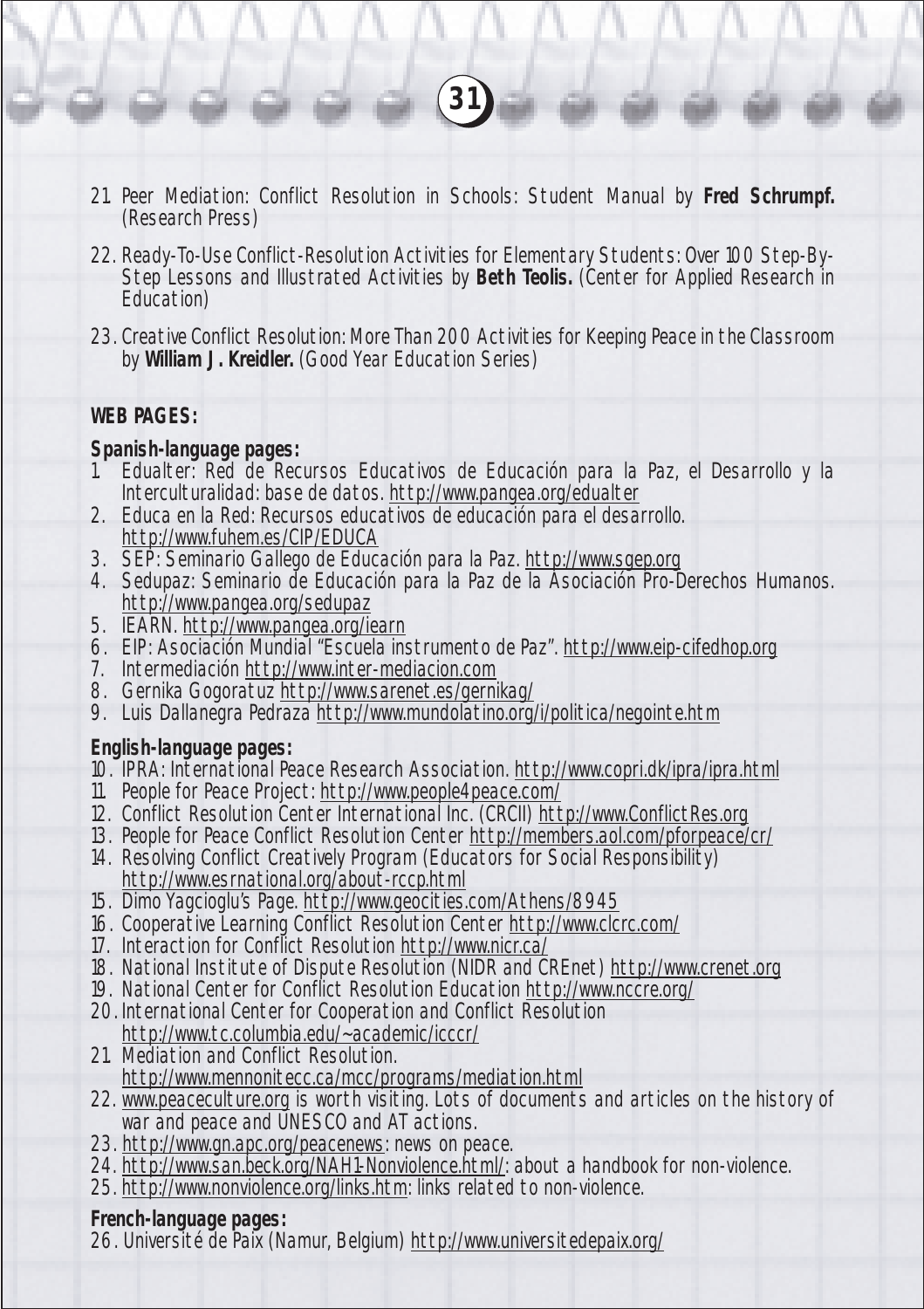21. Peer Mediation: Conflict Resolution in Schools: Student Manual by **Fred Schrumpf.** (Research Press)

22. Ready-To-Use Conflict-Resolution Activities for Elementary Students: Over 100 Step-By-Step Lessons and Illustrated Activities by **Beth Teolis.** (Center for Applied Research in Education)

23. Creative Conflict Resolution: More Than 200 Activities for Keeping Peace in the Classroom by **William J. Kreidler.** (Good Year Education Series)

**WEB PAGES:**

**Spanish-language pages:**

1. Edualter: Red de Recursos Educativos de Educación para la Paz, el Desarrollo y la Interculturalidad: base de datos. http://www.pangea.org/edualter
2. Educa en la Red: Recursos educativos de educación para el desarrollo. http://www.fuhem.es/CIP/EDUCA
3. SEP: Seminario Gallego de Educación para la Paz. http://www.sgep.org
4. Sedupaz: Seminario de Educación para la Paz de la Asociación Pro-Derechos Humanos. http://www.pangea.org/sedupaz
5. IEARN. http://www.pangea.org/iearn
6. EIP: Asociación Mundial "Escuela instrumento de Paz". http://www.eip-cifedhop.org
7. Intermediación http://www.inter-mediacion.com
8. Gernika Gogoratuz http://www.sarenet.es/gernikag/
9. Luis Dallanegra Pedraza http://www.mundolatino.org/i/politica/negointe.htm

**English-language pages:**

10. IPRA: International Peace Research Association. http://www.copri.dk/ipra/ipra.html
11. People for Peace Project: http://www.people4peace.com/
12. Conflict Resolution Center International Inc. (CRCII) http://www.ConflictRes.org
13. People for Peace Conflict Resolution Center http://members.aol.com/pforpeace/cr/
14. Resolving Conflict Creatively Program (Educators for Social Responsibility) http://www.esrnational.org/about-rccp.html
15. Dimo Yagcioglu's Page. http://www.geocities.com/Athens/8945
16. Cooperative Learning Conflict Resolution Center http://www.clcrc.com/
17. Interaction for Conflict Resolution http://www.nicr.ca/
18. National Institute of Dispute Resolution (NIDR and CREnet) http://www.crenet.org
19. National Center for Conflict Resolution Education http://www.nccre.org/
20. International Center for Cooperation and Conflict Resolution http://www.tc.columbia.edu/~academic/icccr/
21. Mediation and Conflict Resolution. http://www.mennonitecc.ca/mcc/programs/mediation.html
22. www.peaceculture.org is worth visiting. Lots of documents and articles on the history of war and peace and UNESCO and AT actions.
23. http://www.gn.apc.org/peacenews: news on peace.
24. http://www.san.beck.org/NAH1-Nonviolence.html/: about a handbook for non-violence.
25. http://www.nonviolence.org/links.htm: links related to non-violence.

**French-language pages:**

26. Université de Paix (Namur, Belgium) http://www.universitedepaix.org/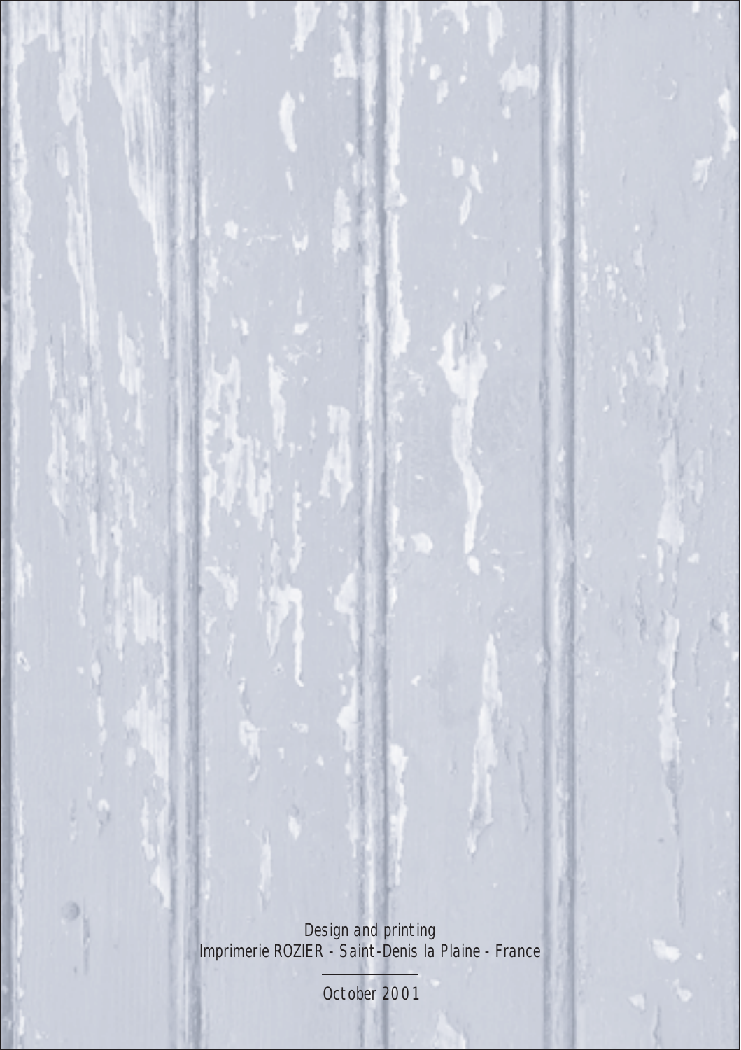Design and printing
Imprimerie ROZIER - Saint-Denis la Plaine - France

October 2001